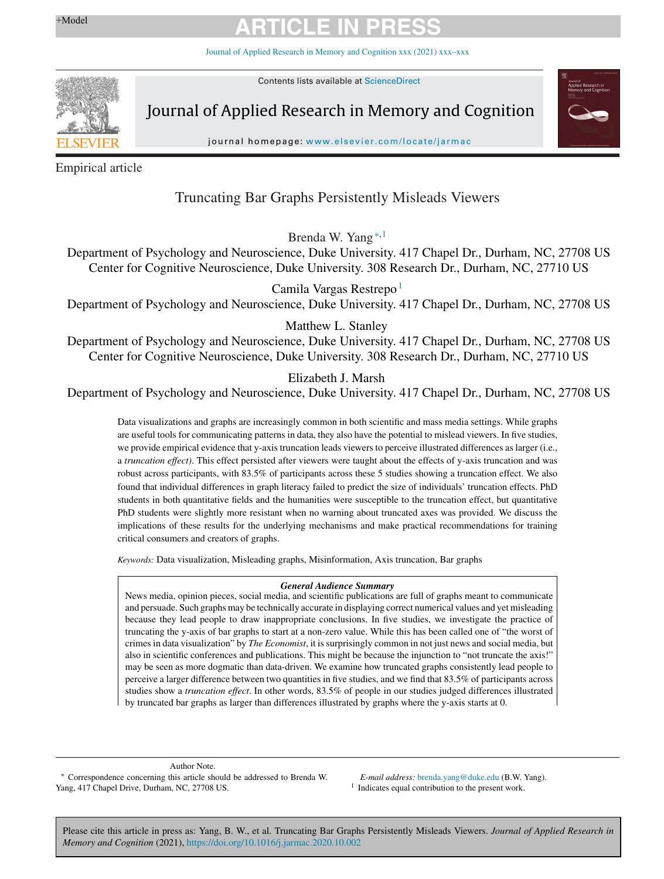Empirical article

# Truncating Bar Graphs Persistently Misleads Viewers

Brenda W. Yang [*,1]

Department of Psychology and Neuroscience, Duke University. 417 Chapel Dr., Durham, NC, 27708 US
Center for Cognitive Neuroscience, Duke University. 308 Research Dr., Durham, NC, 27710 US

Camila Vargas Restrepo [1]

Department of Psychology and Neuroscience, Duke University. 417 Chapel Dr., Durham, NC, 27708 US

Matthew L. Stanley

Department of Psychology and Neuroscience, Duke University. 417 Chapel Dr., Durham, NC, 27708 US
Center for Cognitive Neuroscience, Duke University. 308 Research Dr., Durham, NC, 27710 US

Elizabeth J. Marsh

Department of Psychology and Neuroscience, Duke University. 417 Chapel Dr., Durham, NC, 27708 US

Data visualizations and graphs are increasingly common in both scientific and mass media settings. While graphs are useful tools for communicating patterns in data, they also have the potential to mislead viewers. In five studies, we provide empirical evidence that y-axis truncation leads viewers to perceive illustrated differences as larger (i.e., a *truncation effect)*. This effect persisted after viewers were taught about the effects of y-axis truncation and was robust across participants, with 83.5% of participants across these 5 studies showing a truncation effect. We also found that individual differences in graph literacy failed to predict the size of individuals' truncation effects. PhD students in both quantitative fields and the humanities were susceptible to the truncation effect, but quantitative PhD students were slightly more resistant when no warning about truncated axes was provided. We discuss the implications of these results for the underlying mechanisms and make practical recommendations for training critical consumers and creators of graphs.

*Keywords:* Data visualization, Misleading graphs, Misinformation, Axis truncation, Bar graphs

***General Audience Summary***

News media, opinion pieces, social media, and scientific publications are full of graphs meant to communicate and persuade. Such graphs may be technically accurate in displaying correct numerical values and yet misleading because they lead people to draw inappropriate conclusions. In five studies, we investigate the practice of truncating the y-axis of bar graphs to start at a non-zero value. While this has been called one of "the worst of crimes in data visualization" by *The Economist*, it is surprisingly common in not just news and social media, but also in scientific conferences and publications. This might be because the injunction to "not truncate the axis!" may be seen as more dogmatic than data-driven. We examine how truncated graphs consistently lead people to perceive a larger difference between two quantities in five studies, and we find that 83.5% of participants across studies show a *truncation effect*. In other words, 83.5% of people in our studies judged differences illustrated by truncated bar graphs as larger than differences illustrated by graphs where the y-axis starts at 0.

Author Note.

* Correspondence concerning this article should be addressed to Brenda W. Yang, 417 Chapel Drive, Durham, NC, 27708 US.

*E-mail address:* brenda.yang@duke.edu (B.W. Yang).

[1] Indicates equal contribution to the present work.

Please cite this article in press as: Yang, B. W., et al. Truncating Bar Graphs Persistently Misleads Viewers. *Journal of Applied Research in Memory and Cognition* (2021), https://doi.org/10.1016/j.jarmac.2020.10.002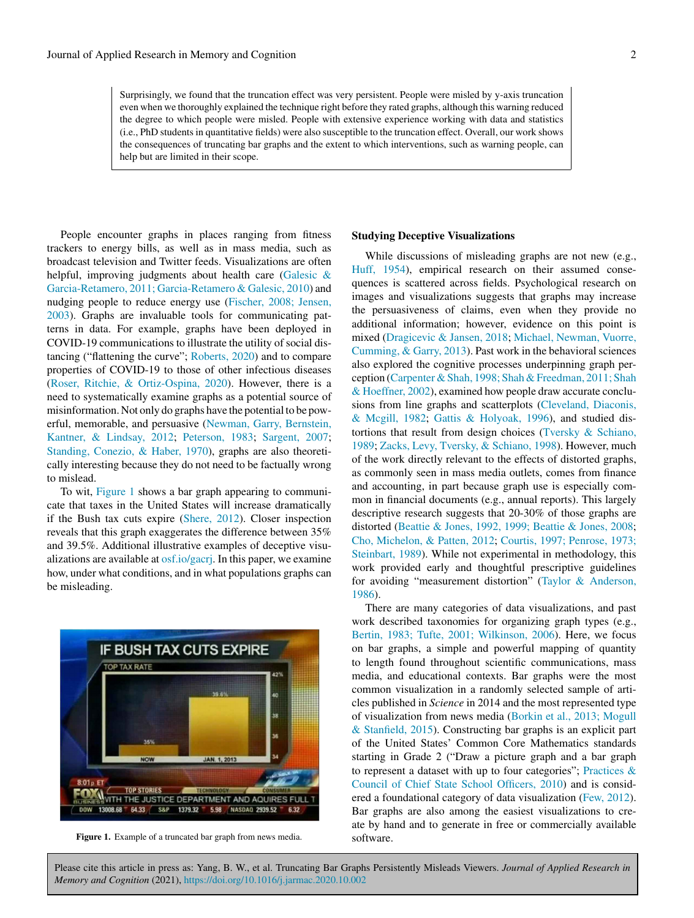Surprisingly, we found that the truncation effect was very persistent. People were misled by y-axis truncation even when we thoroughly explained the technique right before they rated graphs, although this warning reduced the degree to which people were misled. People with extensive experience working with data and statistics (i.e., PhD students in quantitative fields) were also susceptible to the truncation effect. Overall, our work shows the consequences of truncating bar graphs and the extent to which interventions, such as warning people, can help but are limited in their scope.

People encounter graphs in places ranging from fitness trackers to energy bills, as well as in mass media, such as broadcast television and Twitter feeds. Visualizations are often helpful, improving judgments about health care (Galesic & Garcia-Retamero, 2011; Garcia-Retamero & Galesic, 2010) and nudging people to reduce energy use (Fischer, 2008; Jensen, 2003). Graphs are invaluable tools for communicating patterns in data. For example, graphs have been deployed in COVID-19 communications to illustrate the utility of social distancing ("flattening the curve"; Roberts, 2020) and to compare properties of COVID-19 to those of other infectious diseases (Roser, Ritchie, & Ortiz-Ospina, 2020). However, there is a need to systematically examine graphs as a potential source of misinformation. Not only do graphs have the potential to be powerful, memorable, and persuasive (Newman, Garry, Bernstein, Kantner, & Lindsay, 2012; Peterson, 1983; Sargent, 2007; Standing, Conezio, & Haber, 1970), graphs are also theoretically interesting because they do not need to be factually wrong to mislead.

To wit, Figure 1 shows a bar graph appearing to communicate that taxes in the United States will increase dramatically if the Bush tax cuts expire (Shere, 2012). Closer inspection reveals that this graph exaggerates the difference between 35% and 39.5%. Additional illustrative examples of deceptive visualizations are available at osf.io/gacrj. In this paper, we examine how, under what conditions, and in what populations graphs can be misleading.

IF BUSH TAX CUTS EXPIRE
TOP TAX RATE
42%
40
38
36
34
35%
39.6%
NOW
JAN. 1, 2013

**Figure 1.** Example of a truncated bar graph from news media.

## Studying Deceptive Visualizations

While discussions of misleading graphs are not new (e.g., Huff, 1954), empirical research on their assumed consequences is scattered across fields. Psychological research on images and visualizations suggests that graphs may increase the persuasiveness of claims, even when they provide no additional information; however, evidence on this point is mixed (Dragicevic & Jansen, 2018; Michael, Newman, Vuorre, Cumming, & Garry, 2013). Past work in the behavioral sciences also explored the cognitive processes underpinning graph perception (Carpenter & Shah, 1998; Shah & Freedman, 2011; Shah & Hoeffner, 2002), examined how people draw accurate conclusions from line graphs and scatterplots (Cleveland, Diaconis, & Mcgill, 1982; Gattis & Holyoak, 1996), and studied distortions that result from design choices (Tversky & Schiano, 1989; Zacks, Levy, Tversky, & Schiano, 1998). However, much of the work directly relevant to the effects of distorted graphs, as commonly seen in mass media outlets, comes from finance and accounting, in part because graph use is especially common in financial documents (e.g., annual reports). This largely descriptive research suggests that 20-30% of those graphs are distorted (Beattie & Jones, 1992, 1999; Beattie & Jones, 2008; Cho, Michelon, & Patten, 2012; Courtis, 1997; Penrose, 1973; Steinbart, 1989). While not experimental in methodology, this work provided early and thoughtful prescriptive guidelines for avoiding "measurement distortion" (Taylor & Anderson, 1986).

There are many categories of data visualizations, and past work described taxonomies for organizing graph types (e.g., Bertin, 1983; Tufte, 2001; Wilkinson, 2006). Here, we focus on bar graphs, a simple and powerful mapping of quantity to length found throughout scientific communications, mass media, and educational contexts. Bar graphs were the most common visualization in a randomly selected sample of articles published in *Science* in 2014 and the most represented type of visualization from news media (Borkin et al., 2013; Mogull & Stanfield, 2015). Constructing bar graphs is an explicit part of the United States' Common Core Mathematics standards starting in Grade 2 ("Draw a picture graph and a bar graph to represent a dataset with up to four categories"; Practices & Council of Chief State School Officers, 2010) and is considered a foundational category of data visualization (Few, 2012). Bar graphs are also among the easiest visualizations to create by hand and to generate in free or commercially available software.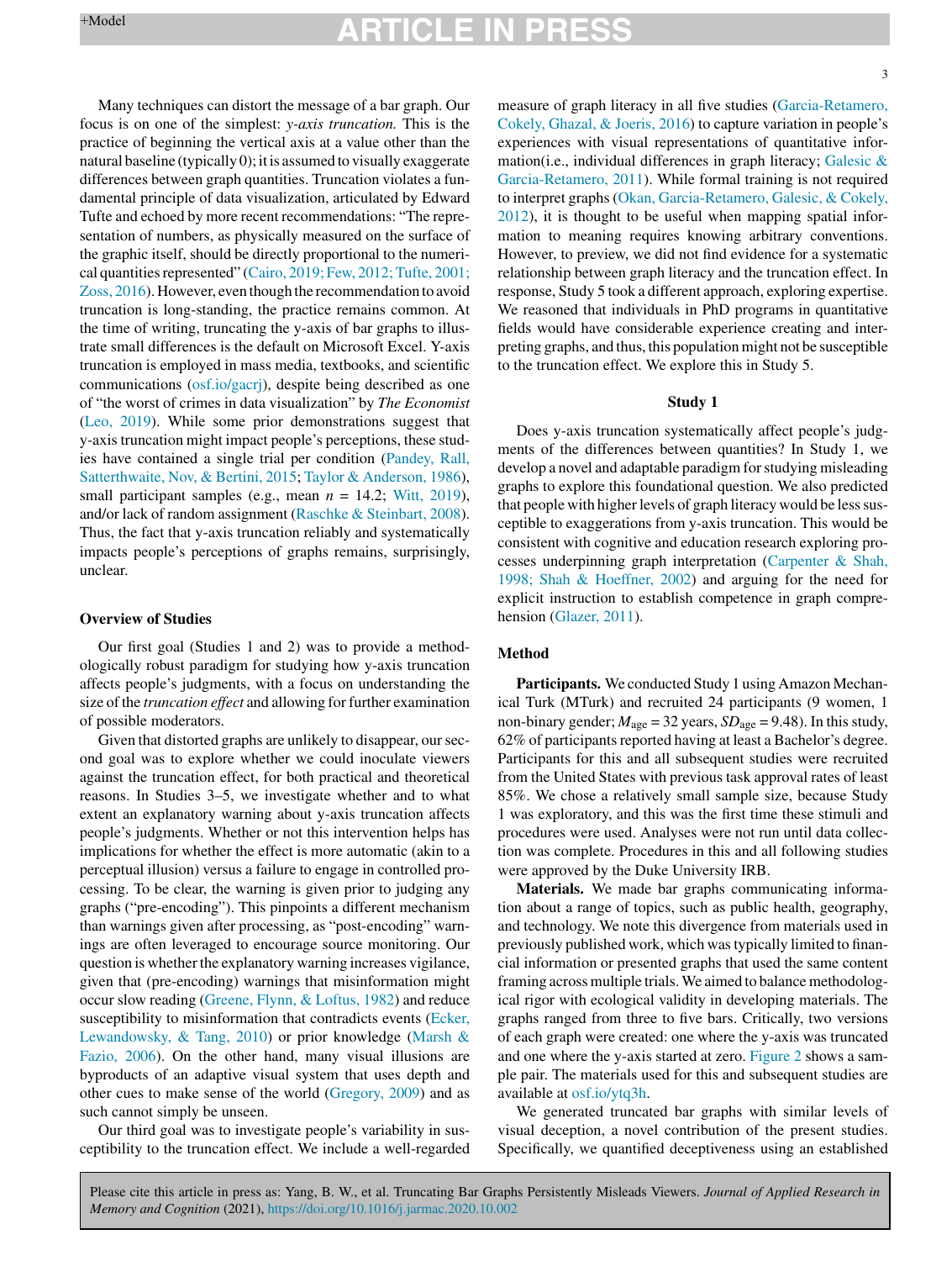Many techniques can distort the message of a bar graph. Our focus is on one of the simplest: *y-axis truncation.* This is the practice of beginning the vertical axis at a value other than the natural baseline (typically 0); it is assumed to visually exaggerate differences between graph quantities. Truncation violates a fundamental principle of data visualization, articulated by Edward Tufte and echoed by more recent recommendations: "The representation of numbers, as physically measured on the surface of the graphic itself, should be directly proportional to the numerical quantities represented" (Cairo, 2019; Few, 2012; Tufte, 2001; Zoss, 2016). However, even though the recommendation to avoid truncation is long-standing, the practice remains common. At the time of writing, truncating the y-axis of bar graphs to illustrate small differences is the default on Microsoft Excel. Y-axis truncation is employed in mass media, textbooks, and scientific communications (osf.io/gacrj), despite being described as one of "the worst of crimes in data visualization" by *The Economist* (Leo, 2019). While some prior demonstrations suggest that y-axis truncation might impact people's perceptions, these studies have contained a single trial per condition (Pandey, Rall, Satterthwaite, Nov, & Bertini, 2015; Taylor & Anderson, 1986), small participant samples (e.g., mean $n = 14.2$; Witt, 2019), and/or lack of random assignment (Raschke & Steinbart, 2008). Thus, the fact that y-axis truncation reliably and systematically impacts people's perceptions of graphs remains, surprisingly, unclear.

### Overview of Studies

Our first goal (Studies 1 and 2) was to provide a methodologically robust paradigm for studying how y-axis truncation affects people's judgments, with a focus on understanding the size of the *truncation effect* and allowing for further examination of possible moderators.

Given that distorted graphs are unlikely to disappear, our second goal was to explore whether we could inoculate viewers against the truncation effect, for both practical and theoretical reasons. In Studies 3–5, we investigate whether and to what extent an explanatory warning about y-axis truncation affects people's judgments. Whether or not this intervention helps has implications for whether the effect is more automatic (akin to a perceptual illusion) versus a failure to engage in controlled processing. To be clear, the warning is given prior to judging any graphs ("pre-encoding"). This pinpoints a different mechanism than warnings given after processing, as "post-encoding" warnings are often leveraged to encourage source monitoring. Our question is whether the explanatory warning increases vigilance, given that (pre-encoding) warnings that misinformation might occur slow reading (Greene, Flynn, & Loftus, 1982) and reduce susceptibility to misinformation that contradicts events (Ecker, Lewandowsky, & Tang, 2010) or prior knowledge (Marsh & Fazio, 2006). On the other hand, many visual illusions are byproducts of an adaptive visual system that uses depth and other cues to make sense of the world (Gregory, 2009) and as such cannot simply be unseen.

Our third goal was to investigate people's variability in susceptibility to the truncation effect. We include a well-regarded measure of graph literacy in all five studies (Garcia-Retamero, Cokely, Ghazal, & Joeris, 2016) to capture variation in people's experiences with visual representations of quantitative information(i.e., individual differences in graph literacy; Galesic & Garcia-Retamero, 2011). While formal training is not required to interpret graphs (Okan, Garcia-Retamero, Galesic, & Cokely, 2012), it is thought to be useful when mapping spatial information to meaning requires knowing arbitrary conventions. However, to preview, we did not find evidence for a systematic relationship between graph literacy and the truncation effect. In response, Study 5 took a different approach, exploring expertise. We reasoned that individuals in PhD programs in quantitative fields would have considerable experience creating and interpreting graphs, and thus, this population might not be susceptible to the truncation effect. We explore this in Study 5.

## Study 1

Does y-axis truncation systematically affect people's judgments of the differences between quantities? In Study 1, we develop a novel and adaptable paradigm for studying misleading graphs to explore this foundational question. We also predicted that people with higher levels of graph literacy would be less susceptible to exaggerations from y-axis truncation. This would be consistent with cognitive and education research exploring processes underpinning graph interpretation (Carpenter & Shah, 1998; Shah & Hoeffner, 2002) and arguing for the need for explicit instruction to establish competence in graph comprehension (Glazer, 2011).

### Method

**Participants.** We conducted Study 1 using Amazon Mechanical Turk (MTurk) and recruited 24 participants (9 women, 1 non-binary gender; $M_{age} = 32$ years, $SD_{age} = 9.48$). In this study, 62% of participants reported having at least a Bachelor's degree. Participants for this and all subsequent studies were recruited from the United States with previous task approval rates of least 85%. We chose a relatively small sample size, because Study 1 was exploratory, and this was the first time these stimuli and procedures were used. Analyses were not run until data collection was complete. Procedures in this and all following studies were approved by the Duke University IRB.

**Materials.** We made bar graphs communicating information about a range of topics, such as public health, geography, and technology. We note this divergence from materials used in previously published work, which was typically limited to financial information or presented graphs that used the same content framing across multiple trials. We aimed to balance methodological rigor with ecological validity in developing materials. The graphs ranged from three to five bars. Critically, two versions of each graph were created: one where the y-axis was truncated and one where the y-axis started at zero. Figure 2 shows a sample pair. The materials used for this and subsequent studies are available at osf.io/ytq3h.

We generated truncated bar graphs with similar levels of visual deception, a novel contribution of the present studies. Specifically, we quantified deceptiveness using an established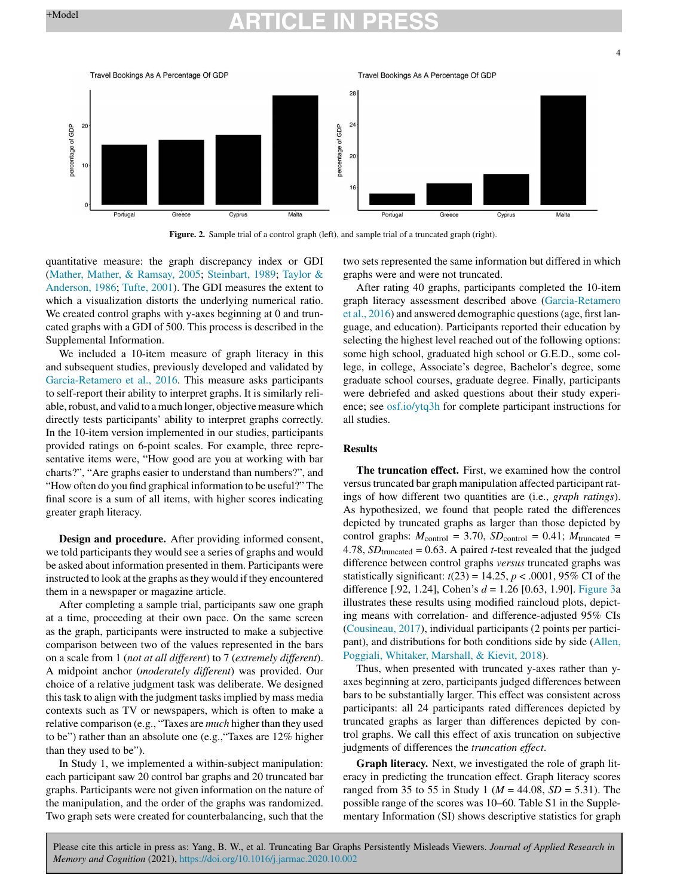Travel Bookings As A Percentage Of GDP

percentage of GDP

0

10

20

Portugal Greece Cyprus Malta

Travel Bookings As A Percentage Of GDP

percentage of GDP

16

20

24

28

Portugal Greece Cyprus Malta

**Figure. 2.** Sample trial of a control graph (left), and sample trial of a truncated graph (right).

quantitative measure: the graph discrepancy index or GDI (Mather, Mather, & Ramsay, 2005; Steinbart, 1989; Taylor & Anderson, 1986; Tufte, 2001). The GDI measures the extent to which a visualization distorts the underlying numerical ratio. We created control graphs with y-axes beginning at 0 and truncated graphs with a GDI of 500. This process is described in the Supplemental Information.

We included a 10-item measure of graph literacy in this and subsequent studies, previously developed and validated by Garcia-Retamero et al., 2016. This measure asks participants to self-report their ability to interpret graphs. It is similarly reliable, robust, and valid to a much longer, objective measure which directly tests participants' ability to interpret graphs correctly. In the 10-item version implemented in our studies, participants provided ratings on 6-point scales. For example, three representative items were, "How good are you at working with bar charts?", "Are graphs easier to understand than numbers?", and "How often do you find graphical information to be useful?" The final score is a sum of all items, with higher scores indicating greater graph literacy.

**Design and procedure.** After providing informed consent, we told participants they would see a series of graphs and would be asked about information presented in them. Participants were instructed to look at the graphs as they would if they encountered them in a newspaper or magazine article.

After completing a sample trial, participants saw one graph at a time, proceeding at their own pace. On the same screen as the graph, participants were instructed to make a subjective comparison between two of the values represented in the bars on a scale from 1 (*not at all different*) to 7 (*extremely different*). A midpoint anchor (*moderately different*) was provided. Our choice of a relative judgment task was deliberate. We designed this task to align with the judgment tasks implied by mass media contexts such as TV or newspapers, which is often to make a relative comparison (e.g., "Taxes are *much* higher than they used to be") rather than an absolute one (e.g.,"Taxes are 12% higher than they used to be").

In Study 1, we implemented a within-subject manipulation: each participant saw 20 control bar graphs and 20 truncated bar graphs. Participants were not given information on the nature of the manipulation, and the order of the graphs was randomized. Two graph sets were created for counterbalancing, such that the two sets represented the same information but differed in which graphs were and were not truncated.

After rating 40 graphs, participants completed the 10-item graph literacy assessment described above (Garcia-Retamero et al., 2016) and answered demographic questions (age, first language, and education). Participants reported their education by selecting the highest level reached out of the following options: some high school, graduated high school or G.E.D., some college, in college, Associate's degree, Bachelor's degree, some graduate school courses, graduate degree. Finally, participants were debriefed and asked questions about their study experience; see osf.io/ytq3h for complete participant instructions for all studies.

### Results

**The truncation effect.** First, we examined how the control versus truncated bar graph manipulation affected participant ratings of how different two quantities are (i.e., *graph ratings*). As hypothesized, we found that people rated the differences depicted by truncated graphs as larger than those depicted by control graphs: $M_{\text{control}} = 3.70$, $SD_{\text{control}} = 0.41$; $M_{\text{truncated}} = 4.78$, $SD_{\text{truncated}} = 0.63$. A paired $t$-test revealed that the judged difference between control graphs *versus* truncated graphs was statistically significant: $t(23) = 14.25$, $p < .0001$, 95% CI of the difference [.92, 1.24], Cohen's $d = 1.26$ [0.63, 1.90]. Figure 3a illustrates these results using modified raincloud plots, depicting means with correlation- and difference-adjusted 95% CIs (Cousineau, 2017), individual participants (2 points per participant), and distributions for both conditions side by side (Allen, Poggiali, Whitaker, Marshall, & Kievit, 2018).

Thus, when presented with truncated y-axes rather than y-axes beginning at zero, participants judged differences between bars to be substantially larger. This effect was consistent across participants: all 24 participants rated differences depicted by truncated graphs as larger than differences depicted by control graphs. We call this effect of axis truncation on subjective judgments of differences the *truncation effect*.

**Graph literacy.** Next, we investigated the role of graph literacy in predicting the truncation effect. Graph literacy scores ranged from 35 to 55 in Study 1 ($M = 44.08$, $SD = 5.31$). The possible range of the scores was 10–60. Table S1 in the Supplementary Information (SI) shows descriptive statistics for graph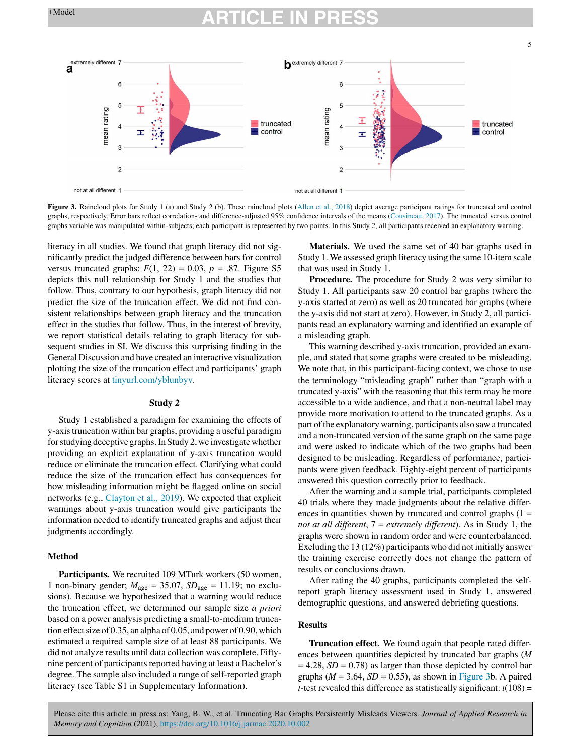a

extremely different 7

6

5

4

3

2

not at all different 1

mean rating

truncated

control

b

extremely different 7

6

5

4

3

2

not at all different 1

mean rating

truncated

control

**Figure 3.** Raincloud plots for Study 1 (a) and Study 2 (b). These raincloud plots (Allen et al., 2018) depict average participant ratings for truncated and control graphs, respectively. Error bars reflect correlation- and difference-adjusted 95% confidence intervals of the means (Cousineau, 2017). The truncated versus control graphs variable was manipulated within-subjects; each participant is represented by two points. In this Study 2, all participants received an explanatory warning.

literacy in all studies. We found that graph literacy did not significantly predict the judged difference between bars for control versus truncated graphs: $F(1, 22) = 0.03$, $p = .87$. Figure S5 depicts this null relationship for Study 1 and the studies that follow. Thus, contrary to our hypothesis, graph literacy did not predict the size of the truncation effect. We did not find consistent relationships between graph literacy and the truncation effect in the studies that follow. Thus, in the interest of brevity, we report statistical details relating to graph literacy for subsequent studies in SI. We discuss this surprising finding in the General Discussion and have created an interactive visualization plotting the size of the truncation effect and participants' graph literacy scores at tinyurl.com/yblunbyv.

## Study 2

Study 1 established a paradigm for examining the effects of y-axis truncation within bar graphs, providing a useful paradigm for studying deceptive graphs. In Study 2, we investigate whether providing an explicit explanation of y-axis truncation would reduce or eliminate the truncation effect. Clarifying what could reduce the size of the truncation effect has consequences for how misleading information might be flagged online on social networks (e.g., Clayton et al., 2019). We expected that explicit warnings about y-axis truncation would give participants the information needed to identify truncated graphs and adjust their judgments accordingly.

### Method

**Participants.** We recruited 109 MTurk workers (50 women, 1 non-binary gender; $M_{age} = 35.07$, $SD_{age} = 11.19$; no exclusions). Because we hypothesized that a warning would reduce the truncation effect, we determined our sample size *a priori* based on a power analysis predicting a small-to-medium truncation effect size of 0.35, an alpha of 0.05, and power of 0.90, which estimated a required sample size of at least 88 participants. We did not analyze results until data collection was complete. Fifty-nine percent of participants reported having at least a Bachelor's degree. The sample also included a range of self-reported graph literacy (see Table S1 in Supplementary Information).

**Materials.** We used the same set of 40 bar graphs used in Study 1. We assessed graph literacy using the same 10-item scale that was used in Study 1.

**Procedure.** The procedure for Study 2 was very similar to Study 1. All participants saw 20 control bar graphs (where the y-axis started at zero) as well as 20 truncated bar graphs (where the y-axis did not start at zero). However, in Study 2, all participants read an explanatory warning and identified an example of a misleading graph.

This warning described y-axis truncation, provided an example, and stated that some graphs were created to be misleading. We note that, in this participant-facing context, we chose to use the terminology "misleading graph" rather than "graph with a truncated y-axis" with the reasoning that this term may be more accessible to a wide audience, and that a non-neutral label may provide more motivation to attend to the truncated graphs. As a part of the explanatory warning, participants also saw a truncated and a non-truncated version of the same graph on the same page and were asked to indicate which of the two graphs had been designed to be misleading. Regardless of performance, participants were given feedback. Eighty-eight percent of participants answered this question correctly prior to feedback.

After the warning and a sample trial, participants completed 40 trials where they made judgments about the relative differences in quantities shown by truncated and control graphs (1 = *not at all different*, 7 = *extremely different*). As in Study 1, the graphs were shown in random order and were counterbalanced. Excluding the 13 (12%) participants who did not initially answer the training exercise correctly does not change the pattern of results or conclusions drawn.

After rating the 40 graphs, participants completed the self-report graph literacy assessment used in Study 1, answered demographic questions, and answered debriefing questions.

### Results

**Truncation effect.** We found again that people rated differences between quantities depicted by truncated bar graphs ($M = 4.28$, $SD = 0.78$) as larger than those depicted by control bar graphs ($M = 3.64$, $SD = 0.55$), as shown in Figure 3b. A paired $t$-test revealed this difference as statistically significant: $t(108) =$

Please cite this article in press as: Yang, B. W., et al. Truncating Bar Graphs Persistently Misleads Viewers. *Journal of Applied Research in Memory and Cognition* (2021), https://doi.org/10.1016/j.jarmac.2020.10.002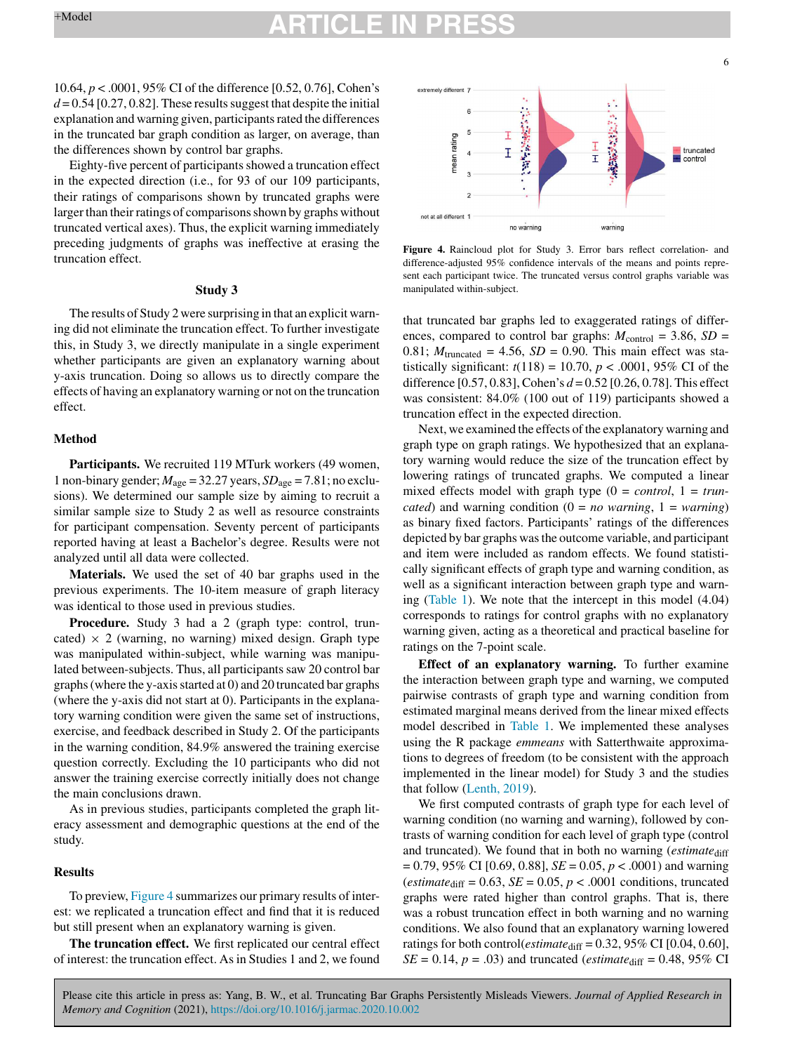10.64, $p < .0001$, 95% CI of the difference [0.52, 0.76], Cohen's $d = 0.54$ [0.27, 0.82]. These results suggest that despite the initial explanation and warning given, participants rated the differences in the truncated bar graph condition as larger, on average, than the differences shown by control bar graphs.

Eighty-five percent of participants showed a truncation effect in the expected direction (i.e., for 93 of our 109 participants, their ratings of comparisons shown by truncated graphs were larger than their ratings of comparisons shown by graphs without truncated vertical axes). Thus, the explicit warning immediately preceding judgments of graphs was ineffective at erasing the truncation effect.

## Study 3

The results of Study 2 were surprising in that an explicit warning did not eliminate the truncation effect. To further investigate this, in Study 3, we directly manipulate in a single experiment whether participants are given an explanatory warning about y-axis truncation. Doing so allows us to directly compare the effects of having an explanatory warning or not on the truncation effect.

### Method

**Participants.** We recruited 119 MTurk workers (49 women, 1 non-binary gender; $M_{age} = 32.27$ years, $SD_{age} = 7.81$; no exclusions). We determined our sample size by aiming to recruit a similar sample size to Study 2 as well as resource constraints for participant compensation. Seventy percent of participants reported having at least a Bachelor's degree. Results were not analyzed until all data were collected.

**Materials.** We used the set of 40 bar graphs used in the previous experiments. The 10-item measure of graph literacy was identical to those used in previous studies.

**Procedure.** Study 3 had a 2 (graph type: control, truncated) × 2 (warning, no warning) mixed design. Graph type was manipulated within-subject, while warning was manipulated between-subjects. Thus, all participants saw 20 control bar graphs (where the y-axis started at 0) and 20 truncated bar graphs (where the y-axis did not start at 0). Participants in the explanatory warning condition were given the same set of instructions, exercise, and feedback described in Study 2. Of the participants in the warning condition, 84.9% answered the training exercise question correctly. Excluding the 10 participants who did not answer the training exercise correctly initially does not change the main conclusions drawn.

As in previous studies, participants completed the graph literacy assessment and demographic questions at the end of the study.

### Results

To preview, Figure 4 summarizes our primary results of interest: we replicated a truncation effect and find that it is reduced but still present when an explanatory warning is given.

**The truncation effect.** We first replicated our central effect of interest: the truncation effect. As in Studies 1 and 2, we found

**Figure 4.** Raincloud plot for Study 3. Error bars reflect correlation- and difference-adjusted 95% confidence intervals of the means and points represent each participant twice. The truncated versus control graphs variable was manipulated within-subject.

that truncated bar graphs led to exaggerated ratings of differences, compared to control bar graphs: $M_{control} = 3.86$, $SD = 0.81$; $M_{truncated} = 4.56$, $SD = 0.90$. This main effect was statistically significant: $t(118) = 10.70$, $p < .0001$, 95% CI of the difference [0.57, 0.83], Cohen's $d = 0.52$ [0.26, 0.78]. This effect was consistent: 84.0% (100 out of 119) participants showed a truncation effect in the expected direction.

Next, we examined the effects of the explanatory warning and graph type on graph ratings. We hypothesized that an explanatory warning would reduce the size of the truncation effect by lowering ratings of truncated graphs. We computed a linear mixed effects model with graph type (0 = *control*, 1 = *truncated*) and warning condition (0 = *no warning*, 1 = *warning*) as binary fixed factors. Participants' ratings of the differences depicted by bar graphs was the outcome variable, and participant and item were included as random effects. We found statistically significant effects of graph type and warning condition, as well as a significant interaction between graph type and warning (Table 1). We note that the intercept in this model (4.04) corresponds to ratings for control graphs with no explanatory warning given, acting as a theoretical and practical baseline for ratings on the 7-point scale.

**Effect of an explanatory warning.** To further examine the interaction between graph type and warning, we computed pairwise contrasts of graph type and warning condition from estimated marginal means derived from the linear mixed effects model described in Table 1. We implemented these analyses using the R package *emmeans* with Satterthwaite approximations to degrees of freedom (to be consistent with the approach implemented in the linear model) for Study 3 and the studies that follow (Lenth, 2019).

We first computed contrasts of graph type for each level of warning condition (no warning and warning), followed by contrasts of warning condition for each level of graph type (control and truncated). We found that in both no warning ($estimate_{diff} = 0.79$, 95% CI [0.69, 0.88], $SE = 0.05$, $p < .0001$) and warning ($estimate_{diff} = 0.63$, $SE = 0.05$, $p < .0001$ conditions, truncated graphs were rated higher than control graphs. That is, there was a robust truncation effect in both warning and no warning conditions. We also found that an explanatory warning lowered ratings for both control($estimate_{diff} = 0.32$, 95% CI [0.04, 0.60], $SE = 0.14$, $p = .03$) and truncated ($estimate_{diff} = 0.48$, 95% CI

Please cite this article in press as: Yang, B. W., et al. Truncating Bar Graphs Persistently Misleads Viewers. *Journal of Applied Research in Memory and Cognition* (2021), https://doi.org/10.1016/j.jarmac.2020.10.002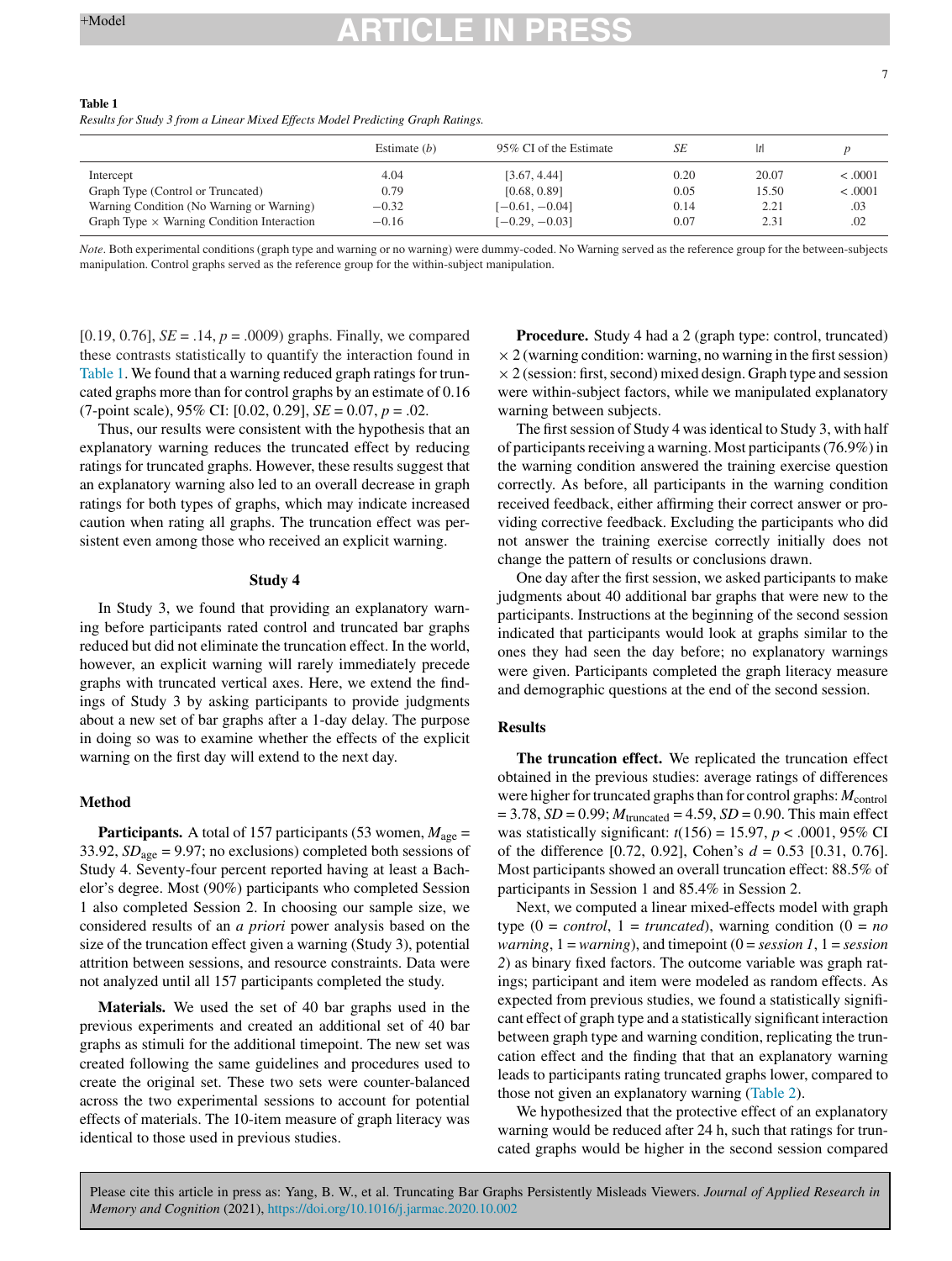**Table 1**

*Results for Study 3 from a Linear Mixed Effects Model Predicting Graph Ratings.*

| | Estimate (*b*) | 95% CI of the Estimate | *SE* | \|*t*\| | *p* |
|---|---|---|---|---|---|
| Intercept | 4.04 | [3.67, 4.44] | 0.20 | 20.07 | < .0001 |
| Graph Type (Control or Truncated) | 0.79 | [0.68, 0.89] | 0.05 | 15.50 | < .0001 |
| Warning Condition (No Warning or Warning) | −0.32 | [−0.61, −0.04] | 0.14 | 2.21 | .03 |
| Graph Type × Warning Condition Interaction | −0.16 | [−0.29, −0.03] | 0.07 | 2.31 | .02 |

*Note*. Both experimental conditions (graph type and warning or no warning) were dummy-coded. No Warning served as the reference group for the between-subjects manipulation. Control graphs served as the reference group for the within-subject manipulation.

[0.19, 0.76], *SE* = .14, *p* = .0009) graphs. Finally, we compared these contrasts statistically to quantify the interaction found in Table 1. We found that a warning reduced graph ratings for truncated graphs more than for control graphs by an estimate of 0.16 (7-point scale), 95% CI: [0.02, 0.29], *SE* = 0.07, *p* = .02.

Thus, our results were consistent with the hypothesis that an explanatory warning reduces the truncated effect by reducing ratings for truncated graphs. However, these results suggest that an explanatory warning also led to an overall decrease in graph ratings for both types of graphs, which may indicate increased caution when rating all graphs. The truncation effect was persistent even among those who received an explicit warning.

## Study 4

In Study 3, we found that providing an explanatory warning before participants rated control and truncated bar graphs reduced but did not eliminate the truncation effect. In the world, however, an explicit warning will rarely immediately precede graphs with truncated vertical axes. Here, we extend the findings of Study 3 by asking participants to provide judgments about a new set of bar graphs after a 1-day delay. The purpose in doing so was to examine whether the effects of the explicit warning on the first day will extend to the next day.

### Method

**Participants.** A total of 157 participants (53 women, $M_{\text{age}}$ = 33.92, $SD_{\text{age}}$ = 9.97; no exclusions) completed both sessions of Study 4. Seventy-four percent reported having at least a Bachelor's degree. Most (90%) participants who completed Session 1 also completed Session 2. In choosing our sample size, we considered results of an *a priori* power analysis based on the size of the truncation effect given a warning (Study 3), potential attrition between sessions, and resource constraints. Data were not analyzed until all 157 participants completed the study.

**Materials.** We used the set of 40 bar graphs used in the previous experiments and created an additional set of 40 bar graphs as stimuli for the additional timepoint. The new set was created following the same guidelines and procedures used to create the original set. These two sets were counter-balanced across the two experimental sessions to account for potential effects of materials. The 10-item measure of graph literacy was identical to those used in previous studies.

**Procedure.** Study 4 had a 2 (graph type: control, truncated) × 2 (warning condition: warning, no warning in the first session) × 2 (session: first, second) mixed design. Graph type and session were within-subject factors, while we manipulated explanatory warning between subjects.

The first session of Study 4 was identical to Study 3, with half of participants receiving a warning. Most participants (76.9%) in the warning condition answered the training exercise question correctly. As before, all participants in the warning condition received feedback, either affirming their correct answer or providing corrective feedback. Excluding the participants who did not answer the training exercise correctly initially does not change the pattern of results or conclusions drawn.

One day after the first session, we asked participants to make judgments about 40 additional bar graphs that were new to the participants. Instructions at the beginning of the second session indicated that participants would look at graphs similar to the ones they had seen the day before; no explanatory warnings were given. Participants completed the graph literacy measure and demographic questions at the end of the second session.

### Results

**The truncation effect.** We replicated the truncation effect obtained in the previous studies: average ratings of differences were higher for truncated graphs than for control graphs: $M_{\text{control}}$ = 3.78, *SD* = 0.99; $M_{\text{truncated}}$ = 4.59, *SD* = 0.90. This main effect was statistically significant: $t(156) = 15.97$, $p < .0001$, 95% CI of the difference [0.72, 0.92], Cohen's $d = 0.53$ [0.31, 0.76]. Most participants showed an overall truncation effect: 88.5% of participants in Session 1 and 85.4% in Session 2.

Next, we computed a linear mixed-effects model with graph type (0 = *control*, 1 = *truncated*), warning condition (0 = *no warning*, 1 = *warning*), and timepoint (0 = *session 1*, 1 = *session 2*) as binary fixed factors. The outcome variable was graph ratings; participant and item were modeled as random effects. As expected from previous studies, we found a statistically significant effect of graph type and a statistically significant interaction between graph type and warning condition, replicating the truncation effect and the finding that that an explanatory warning leads to participants rating truncated graphs lower, compared to those not given an explanatory warning (Table 2).

We hypothesized that the protective effect of an explanatory warning would be reduced after 24 h, such that ratings for truncated graphs would be higher in the second session compared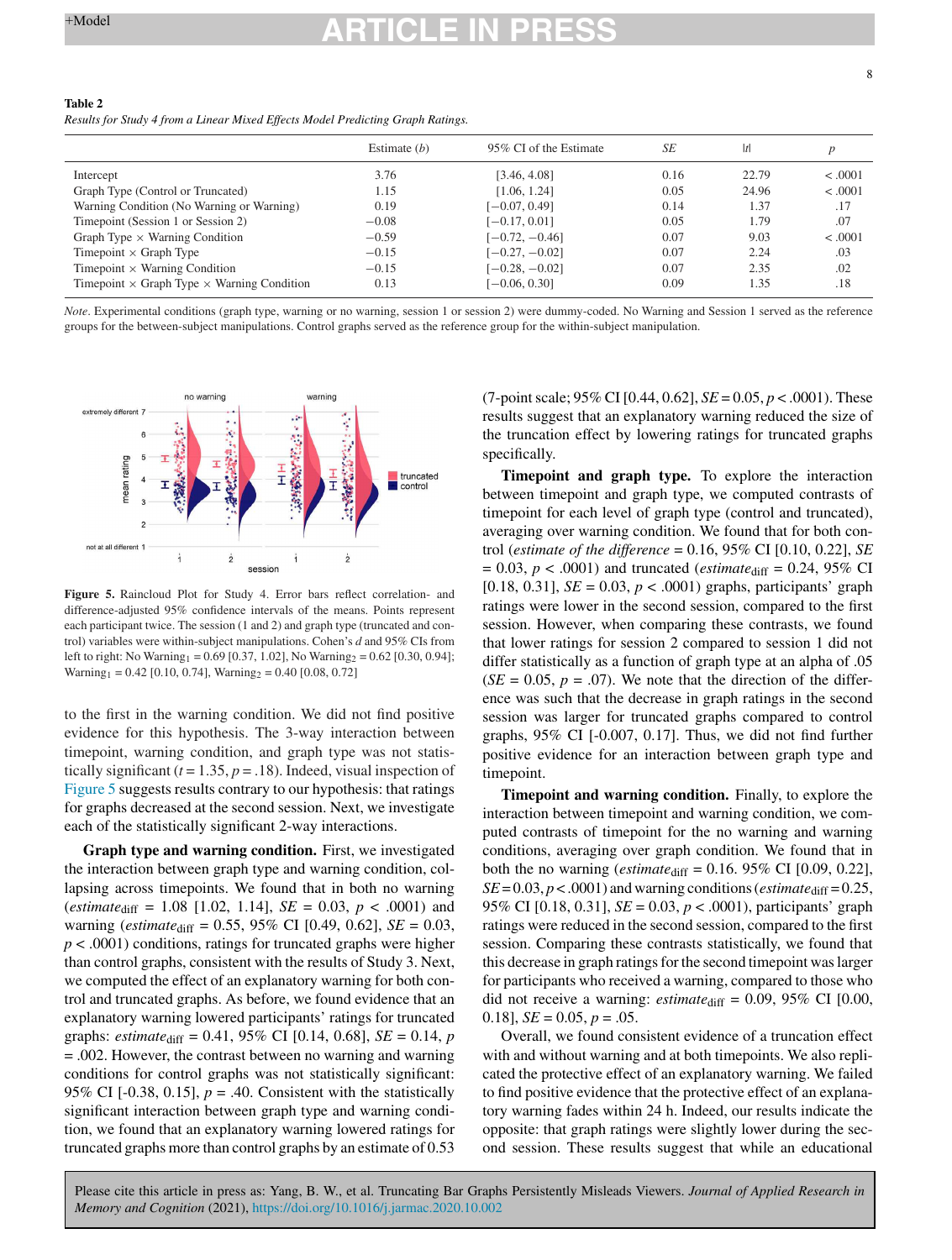**Table 2**
*Results for Study 4 from a Linear Mixed Effects Model Predicting Graph Ratings.*

| | Estimate (*b*) | 95% CI of the Estimate | *SE* | \|*t*\| | *p* |
|---|---|---|---|---|---|
| Intercept | 3.76 | [3.46, 4.08] | 0.16 | 22.79 | < .0001 |
| Graph Type (Control or Truncated) | 1.15 | [1.06, 1.24] | 0.05 | 24.96 | < .0001 |
| Warning Condition (No Warning or Warning) | 0.19 | [−0.07, 0.49] | 0.14 | 1.37 | .17 |
| Timepoint (Session 1 or Session 2) | −0.08 | [−0.17, 0.01] | 0.05 | 1.79 | .07 |
| Graph Type × Warning Condition | −0.59 | [−0.72, −0.46] | 0.07 | 9.03 | < .0001 |
| Timepoint × Graph Type | −0.15 | [−0.27, −0.02] | 0.07 | 2.24 | .03 |
| Timepoint × Warning Condition | −0.15 | [−0.28, −0.02] | 0.07 | 2.35 | .02 |
| Timepoint × Graph Type × Warning Condition | 0.13 | [−0.06, 0.30] | 0.09 | 1.35 | .18 |

*Note*. Experimental conditions (graph type, warning or no warning, session 1 or session 2) were dummy-coded. No Warning and Session 1 served as the reference groups for the between-subject manipulations. Control graphs served as the reference group for the within-subject manipulation.

no warning
warning
extremely different 7
6
5
4
3
2
not at all different 1
mean rating
1
2
1
2
session
truncated
control

**Figure 5.** Raincloud Plot for Study 4. Error bars reflect correlation- and difference-adjusted 95% confidence intervals of the means. Points represent each participant twice. The session (1 and 2) and graph type (truncated and control) variables were within-subject manipulations. Cohen's *d* and 95% CIs from left to right: No Warning$_1$ = 0.69 [0.37, 1.02], No Warning$_2$ = 0.62 [0.30, 0.94]; Warning$_1$ = 0.42 [0.10, 0.74], Warning$_2$ = 0.40 [0.08, 0.72]

to the first in the warning condition. We did not find positive evidence for this hypothesis. The 3-way interaction between timepoint, warning condition, and graph type was not statistically significant ($t = 1.35$, $p = .18$). Indeed, visual inspection of Figure 5 suggests results contrary to our hypothesis: that ratings for graphs decreased at the second session. Next, we investigate each of the statistically significant 2-way interactions.

**Graph type and warning condition.** First, we investigated the interaction between graph type and warning condition, collapsing across timepoints. We found that in both no warning ($estimate_{\text{diff}}$ = 1.08 [1.02, 1.14], $SE$ = 0.03, $p < .0001$) and warning ($estimate_{\text{diff}}$ = 0.55, 95% CI [0.49, 0.62], $SE$ = 0.03, $p < .0001$) conditions, ratings for truncated graphs were higher than control graphs, consistent with the results of Study 3. Next, we computed the effect of an explanatory warning for both control and truncated graphs. As before, we found evidence that an explanatory warning lowered participants' ratings for truncated graphs: $estimate_{\text{diff}}$ = 0.41, 95% CI [0.14, 0.68], $SE$ = 0.14, $p$ = .002. However, the contrast between no warning and warning conditions for control graphs was not statistically significant: 95% CI [-0.38, 0.15], $p$ = .40. Consistent with the statistically significant interaction between graph type and warning condition, we found that an explanatory warning lowered ratings for truncated graphs more than control graphs by an estimate of 0.53 (7-point scale; 95% CI [0.44, 0.62], $SE$ = 0.05, $p < .0001$). These results suggest that an explanatory warning reduced the size of the truncation effect by lowering ratings for truncated graphs specifically.

**Timepoint and graph type.** To explore the interaction between timepoint and graph type, we computed contrasts of timepoint for each level of graph type (control and truncated), averaging over warning condition. We found that for both control (*estimate of the difference* = 0.16, 95% CI [0.10, 0.22], $SE$ = 0.03, $p < .0001$) and truncated ($estimate_{\text{diff}}$ = 0.24, 95% CI [0.18, 0.31], $SE$ = 0.03, $p < .0001$) graphs, participants' graph ratings were lower in the second session, compared to the first session. However, when comparing these contrasts, we found that lower ratings for session 2 compared to session 1 did not differ statistically as a function of graph type at an alpha of .05 ($SE$ = 0.05, $p$ = .07). We note that the direction of the difference was such that the decrease in graph ratings in the second session was larger for truncated graphs compared to control graphs, 95% CI [-0.007, 0.17]. Thus, we did not find further positive evidence for an interaction between graph type and timepoint.

**Timepoint and warning condition.** Finally, to explore the interaction between timepoint and warning condition, we computed contrasts of timepoint for the no warning and warning conditions, averaging over graph condition. We found that in both the no warning ($estimate_{\text{diff}}$ = 0.16. 95% CI [0.09, 0.22], $SE$ = 0.03, $p < .0001$) and warning conditions ($estimate_{\text{diff}}$ = 0.25, 95% CI [0.18, 0.31], $SE$ = 0.03, $p < .0001$), participants' graph ratings were reduced in the second session, compared to the first session. Comparing these contrasts statistically, we found that this decrease in graph ratings for the second timepoint was larger for participants who received a warning, compared to those who did not receive a warning: $estimate_{\text{diff}}$ = 0.09, 95% CI [0.00, 0.18], $SE$ = 0.05, $p$ = .05.

Overall, we found consistent evidence of a truncation effect with and without warning and at both timepoints. We also replicated the protective effect of an explanatory warning. We failed to find positive evidence that the protective effect of an explanatory warning fades within 24 h. Indeed, our results indicate the opposite: that graph ratings were slightly lower during the second session. These results suggest that while an educational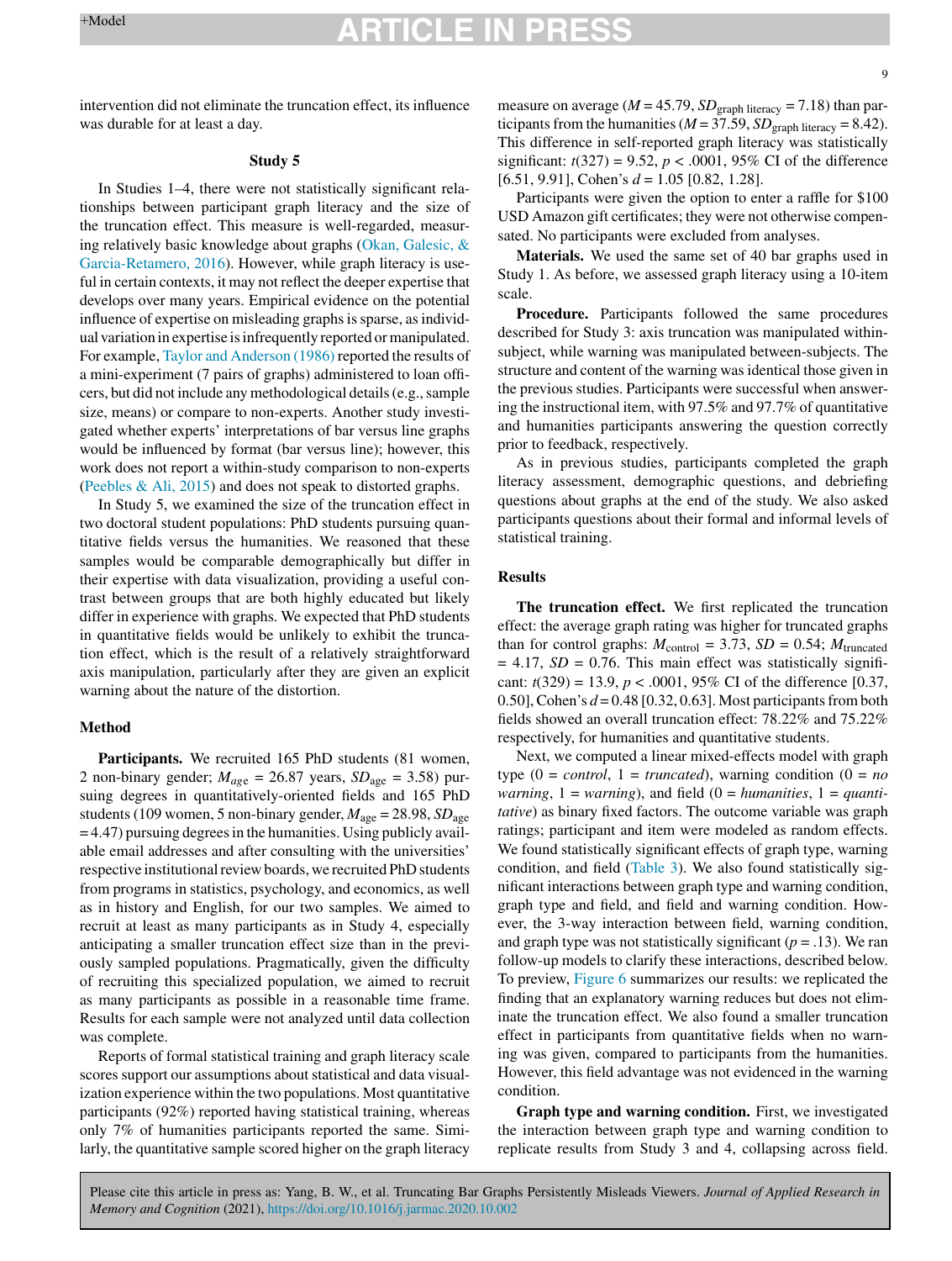intervention did not eliminate the truncation effect, its influence was durable for at least a day.

## Study 5

In Studies 1–4, there were not statistically significant relationships between participant graph literacy and the size of the truncation effect. This measure is well-regarded, measuring relatively basic knowledge about graphs (Okan, Galesic, & Garcia-Retamero, 2016). However, while graph literacy is useful in certain contexts, it may not reflect the deeper expertise that develops over many years. Empirical evidence on the potential influence of expertise on misleading graphs is sparse, as individual variation in expertise is infrequently reported or manipulated. For example, Taylor and Anderson (1986) reported the results of a mini-experiment (7 pairs of graphs) administered to loan officers, but did not include any methodological details (e.g., sample size, means) or compare to non-experts. Another study investigated whether experts' interpretations of bar versus line graphs would be influenced by format (bar versus line); however, this work does not report a within-study comparison to non-experts (Peebles & Ali, 2015) and does not speak to distorted graphs.

In Study 5, we examined the size of the truncation effect in two doctoral student populations: PhD students pursuing quantitative fields versus the humanities. We reasoned that these samples would be comparable demographically but differ in their expertise with data visualization, providing a useful contrast between groups that are both highly educated but likely differ in experience with graphs. We expected that PhD students in quantitative fields would be unlikely to exhibit the truncation effect, which is the result of a relatively straightforward axis manipulation, particularly after they are given an explicit warning about the nature of the distortion.

### Method

**Participants.** We recruited 165 PhD students (81 women, 2 non-binary gender; $M_{age}$ = 26.87 years, $SD_{age}$ = 3.58) pursuing degrees in quantitatively-oriented fields and 165 PhD students (109 women, 5 non-binary gender, $M_{age}$ = 28.98, $SD_{age}$ = 4.47) pursuing degrees in the humanities. Using publicly available email addresses and after consulting with the universities' respective institutional review boards, we recruited PhD students from programs in statistics, psychology, and economics, as well as in history and English, for our two samples. We aimed to recruit at least as many participants as in Study 4, especially anticipating a smaller truncation effect size than in the previously sampled populations. Pragmatically, given the difficulty of recruiting this specialized population, we aimed to recruit as many participants as possible in a reasonable time frame. Results for each sample were not analyzed until data collection was complete.

Reports of formal statistical training and graph literacy scale scores support our assumptions about statistical and data visualization experience within the two populations. Most quantitative participants (92%) reported having statistical training, whereas only 7% of humanities participants reported the same. Similarly, the quantitative sample scored higher on the graph literacy measure on average ($M$ = 45.79, $SD_{\text{graph literacy}}$ = 7.18) than participants from the humanities ($M$ = 37.59, $SD_{\text{graph literacy}}$ = 8.42). This difference in self-reported graph literacy was statistically significant: $t(327)$ = 9.52, $p$ < .0001, 95% CI of the difference [6.51, 9.91], Cohen's $d$ = 1.05 [0.82, 1.28].

Participants were given the option to enter a raffle for $100 USD Amazon gift certificates; they were not otherwise compensated. No participants were excluded from analyses.

**Materials.** We used the same set of 40 bar graphs used in Study 1. As before, we assessed graph literacy using a 10-item scale.

**Procedure.** Participants followed the same procedures described for Study 3: axis truncation was manipulated within-subject, while warning was manipulated between-subjects. The structure and content of the warning was identical those given in the previous studies. Participants were successful when answering the instructional item, with 97.5% and 97.7% of quantitative and humanities participants answering the question correctly prior to feedback, respectively.

As in previous studies, participants completed the graph literacy assessment, demographic questions, and debriefing questions about graphs at the end of the study. We also asked participants questions about their formal and informal levels of statistical training.

### Results

**The truncation effect.** We first replicated the truncation effect: the average graph rating was higher for truncated graphs than for control graphs: $M_{\text{control}}$ = 3.73, $SD$ = 0.54; $M_{\text{truncated}}$ = 4.17, $SD$ = 0.76. This main effect was statistically significant: $t(329)$ = 13.9, $p$ < .0001, 95% CI of the difference [0.37, 0.50], Cohen's $d$ = 0.48 [0.32, 0.63]. Most participants from both fields showed an overall truncation effect: 78.22% and 75.22% respectively, for humanities and quantitative students.

Next, we computed a linear mixed-effects model with graph type (0 = *control*, 1 = *truncated*), warning condition (0 = *no warning*, 1 = *warning*), and field (0 = *humanities*, 1 = *quantitative*) as binary fixed factors. The outcome variable was graph ratings; participant and item were modeled as random effects. We found statistically significant effects of graph type, warning condition, and field (Table 3). We also found statistically significant interactions between graph type and warning condition, graph type and field, and field and warning condition. However, the 3-way interaction between field, warning condition, and graph type was not statistically significant ($p$ = .13). We ran follow-up models to clarify these interactions, described below. To preview, Figure 6 summarizes our results: we replicated the finding that an explanatory warning reduces but does not eliminate the truncation effect. We also found a smaller truncation effect in participants from quantitative fields when no warning was given, compared to participants from the humanities. However, this field advantage was not evidenced in the warning condition.

**Graph type and warning condition.** First, we investigated the interaction between graph type and warning condition to replicate results from Study 3 and 4, collapsing across field.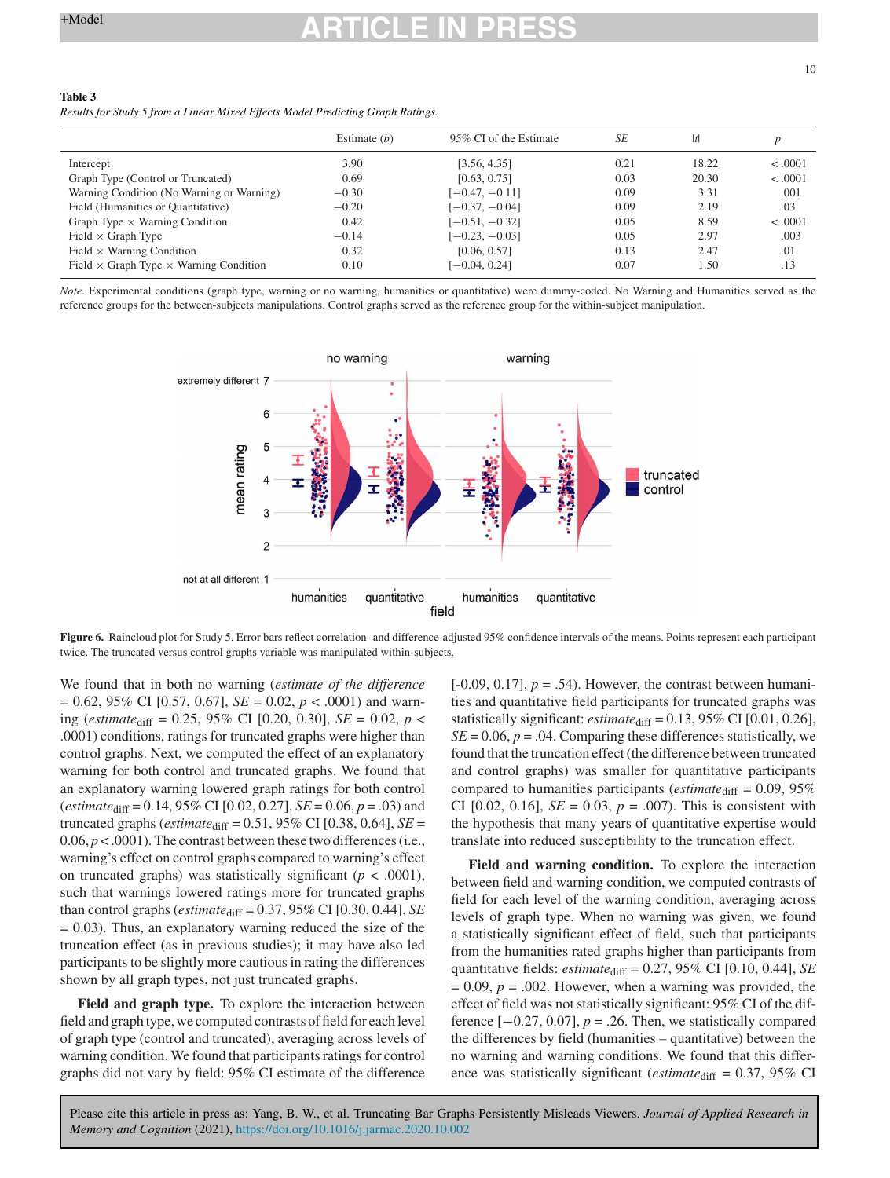**Table 3**

*Results for Study 5 from a Linear Mixed Effects Model Predicting Graph Ratings.*

| | Estimate (*b*) | 95% CI of the Estimate | *SE* | \|*t*\| | *p* |
|---|---|---|---|---|---|
| Intercept | 3.90 | [3.56, 4.35] | 0.21 | 18.22 | < .0001 |
| Graph Type (Control or Truncated) | 0.69 | [0.63, 0.75] | 0.03 | 20.30 | < .0001 |
| Warning Condition (No Warning or Warning) | −0.30 | [−0.47, −0.11] | 0.09 | 3.31 | .001 |
| Field (Humanities or Quantitative) | −0.20 | [−0.37, −0.04] | 0.09 | 2.19 | .03 |
| Graph Type × Warning Condition | 0.42 | [−0.51, −0.32] | 0.05 | 8.59 | < .0001 |
| Field × Graph Type | −0.14 | [−0.23, −0.03] | 0.05 | 2.97 | .003 |
| Field × Warning Condition | 0.32 | [0.06, 0.57] | 0.13 | 2.47 | .01 |
| Field × Graph Type × Warning Condition | 0.10 | [−0.04, 0.24] | 0.07 | 1.50 | .13 |

*Note*. Experimental conditions (graph type, warning or no warning, humanities or quantitative) were dummy-coded. No Warning and Humanities served as the reference groups for the between-subjects manipulations. Control graphs served as the reference group for the within-subject manipulation.

**Figure 6.** Raincloud plot for Study 5. Error bars reflect correlation- and difference-adjusted 95% confidence intervals of the means. Points represent each participant twice. The truncated versus control graphs variable was manipulated within-subjects.

We found that in both no warning (*estimate of the difference* = 0.62, 95% CI [0.57, 0.67], *SE* = 0.02, $p < .0001$) and warning ($estimate_{\text{diff}}$ = 0.25, 95% CI [0.20, 0.30], *SE* = 0.02, $p < .0001$) conditions, ratings for truncated graphs were higher than control graphs. Next, we computed the effect of an explanatory warning for both control and truncated graphs. We found that an explanatory warning lowered graph ratings for both control ($estimate_{\text{diff}}$ = 0.14, 95% CI [0.02, 0.27], *SE* = 0.06, *p* = .03) and truncated graphs ($estimate_{\text{diff}}$ = 0.51, 95% CI [0.38, 0.64], *SE* = 0.06, $p < .0001$). The contrast between these two differences (i.e., warning's effect on control graphs compared to warning's effect on truncated graphs) was statistically significant ($p < .0001$), such that warnings lowered ratings more for truncated graphs than control graphs ($estimate_{\text{diff}}$ = 0.37, 95% CI [0.30, 0.44], *SE* = 0.03). Thus, an explanatory warning reduced the size of the truncation effect (as in previous studies); it may have also led participants to be slightly more cautious in rating the differences shown by all graph types, not just truncated graphs.

**Field and graph type.** To explore the interaction between field and graph type, we computed contrasts of field for each level of graph type (control and truncated), averaging across levels of warning condition. We found that participants ratings for control graphs did not vary by field: 95% CI estimate of the difference [-0.09, 0.17], *p* = .54). However, the contrast between humanities and quantitative field participants for truncated graphs was statistically significant: $estimate_{\text{diff}}$ = 0.13, 95% CI [0.01, 0.26], *SE* = 0.06, *p* = .04. Comparing these differences statistically, we found that the truncation effect (the difference between truncated and control graphs) was smaller for quantitative participants compared to humanities participants ($estimate_{\text{diff}}$ = 0.09, 95% CI [0.02, 0.16], *SE* = 0.03, *p* = .007). This is consistent with the hypothesis that many years of quantitative expertise would translate into reduced susceptibility to the truncation effect.

**Field and warning condition.** To explore the interaction between field and warning condition, we computed contrasts of field for each level of the warning condition, averaging across levels of graph type. When no warning was given, we found a statistically significant effect of field, such that participants from the humanities rated graphs higher than participants from quantitative fields: $estimate_{\text{diff}}$ = 0.27, 95% CI [0.10, 0.44], *SE* = 0.09, *p* = .002. However, when a warning was provided, the effect of field was not statistically significant: 95% CI of the difference [−0.27, 0.07], *p* = .26. Then, we statistically compared the differences by field (humanities – quantitative) between the no warning and warning conditions. We found that this difference was statistically significant ($estimate_{\text{diff}}$ = 0.37, 95% CI

Please cite this article in press as: Yang, B. W., et al. Truncating Bar Graphs Persistently Misleads Viewers. *Journal of Applied Research in Memory and Cognition* (2021), https://doi.org/10.1016/j.jarmac.2020.10.002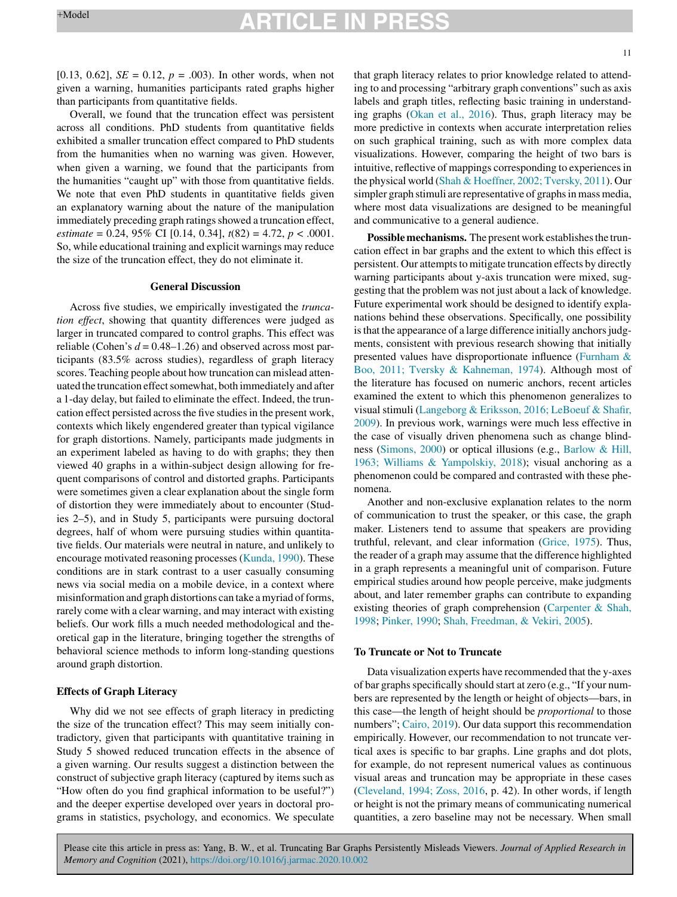[0.13, 0.62], $SE = 0.12$, $p = .003$). In other words, when not given a warning, humanities participants rated graphs higher than participants from quantitative fields.

Overall, we found that the truncation effect was persistent across all conditions. PhD students from quantitative fields exhibited a smaller truncation effect compared to PhD students from the humanities when no warning was given. However, when given a warning, we found that the participants from the humanities "caught up" with those from quantitative fields. We note that even PhD students in quantitative fields given an explanatory warning about the nature of the manipulation immediately preceding graph ratings showed a truncation effect, *estimate* = 0.24, 95% CI [0.14, 0.34], $t(82) = 4.72$, $p < .0001$. So, while educational training and explicit warnings may reduce the size of the truncation effect, they do not eliminate it.

## General Discussion

Across five studies, we empirically investigated the *truncation effect*, showing that quantity differences were judged as larger in truncated compared to control graphs. This effect was reliable (Cohen's $d = 0.48$–$1.26$) and observed across most participants (83.5% across studies), regardless of graph literacy scores. Teaching people about how truncation can mislead attenuated the truncation effect somewhat, both immediately and after a 1-day delay, but failed to eliminate the effect. Indeed, the truncation effect persisted across the five studies in the present work, contexts which likely engendered greater than typical vigilance for graph distortions. Namely, participants made judgments in an experiment labeled as having to do with graphs; they then viewed 40 graphs in a within-subject design allowing for frequent comparisons of control and distorted graphs. Participants were sometimes given a clear explanation about the single form of distortion they were immediately about to encounter (Studies 2–5), and in Study 5, participants were pursuing doctoral degrees, half of whom were pursuing studies within quantitative fields. Our materials were neutral in nature, and unlikely to encourage motivated reasoning processes (Kunda, 1990). These conditions are in stark contrast to a user casually consuming news via social media on a mobile device, in a context where misinformation and graph distortions can take a myriad of forms, rarely come with a clear warning, and may interact with existing beliefs. Our work fills a much needed methodological and theoretical gap in the literature, bringing together the strengths of behavioral science methods to inform long-standing questions around graph distortion.

### Effects of Graph Literacy

Why did we not see effects of graph literacy in predicting the size of the truncation effect? This may seem initially contradictory, given that participants with quantitative training in Study 5 showed reduced truncation effects in the absence of a given warning. Our results suggest a distinction between the construct of subjective graph literacy (captured by items such as "How often do you find graphical information to be useful?") and the deeper expertise developed over years in doctoral programs in statistics, psychology, and economics. We speculate that graph literacy relates to prior knowledge related to attending to and processing "arbitrary graph conventions" such as axis labels and graph titles, reflecting basic training in understanding graphs (Okan et al., 2016). Thus, graph literacy may be more predictive in contexts when accurate interpretation relies on such graphical training, such as with more complex data visualizations. However, comparing the height of two bars is intuitive, reflective of mappings corresponding to experiences in the physical world (Shah & Hoeffner, 2002; Tversky, 2011). Our simpler graph stimuli are representative of graphs in mass media, where most data visualizations are designed to be meaningful and communicative to a general audience.

**Possible mechanisms.** The present work establishes the truncation effect in bar graphs and the extent to which this effect is persistent. Our attempts to mitigate truncation effects by directly warning participants about y-axis truncation were mixed, suggesting that the problem was not just about a lack of knowledge. Future experimental work should be designed to identify explanations behind these observations. Specifically, one possibility is that the appearance of a large difference initially anchors judgments, consistent with previous research showing that initially presented values have disproportionate influence (Furnham & Boo, 2011; Tversky & Kahneman, 1974). Although most of the literature has focused on numeric anchors, recent articles examined the extent to which this phenomenon generalizes to visual stimuli (Langeborg & Eriksson, 2016; LeBoeuf & Shafir, 2009). In previous work, warnings were much less effective in the case of visually driven phenomena such as change blindness (Simons, 2000) or optical illusions (e.g., Barlow & Hill, 1963; Williams & Yampolskiy, 2018); visual anchoring as a phenomenon could be compared and contrasted with these phenomena.

Another and non-exclusive explanation relates to the norm of communication to trust the speaker, or this case, the graph maker. Listeners tend to assume that speakers are providing truthful, relevant, and clear information (Grice, 1975). Thus, the reader of a graph may assume that the difference highlighted in a graph represents a meaningful unit of comparison. Future empirical studies around how people perceive, make judgments about, and later remember graphs can contribute to expanding existing theories of graph comprehension (Carpenter & Shah, 1998; Pinker, 1990; Shah, Freedman, & Vekiri, 2005).

### To Truncate or Not to Truncate

Data visualization experts have recommended that the y-axes of bar graphs specifically should start at zero (e.g., "If your numbers are represented by the length or height of objects—bars, in this case—the length of height should be *proportional* to those numbers"; Cairo, 2019). Our data support this recommendation empirically. However, our recommendation to not truncate vertical axes is specific to bar graphs. Line graphs and dot plots, for example, do not represent numerical values as continuous visual areas and truncation may be appropriate in these cases (Cleveland, 1994; Zoss, 2016, p. 42). In other words, if length or height is not the primary means of communicating numerical quantities, a zero baseline may not be necessary. When small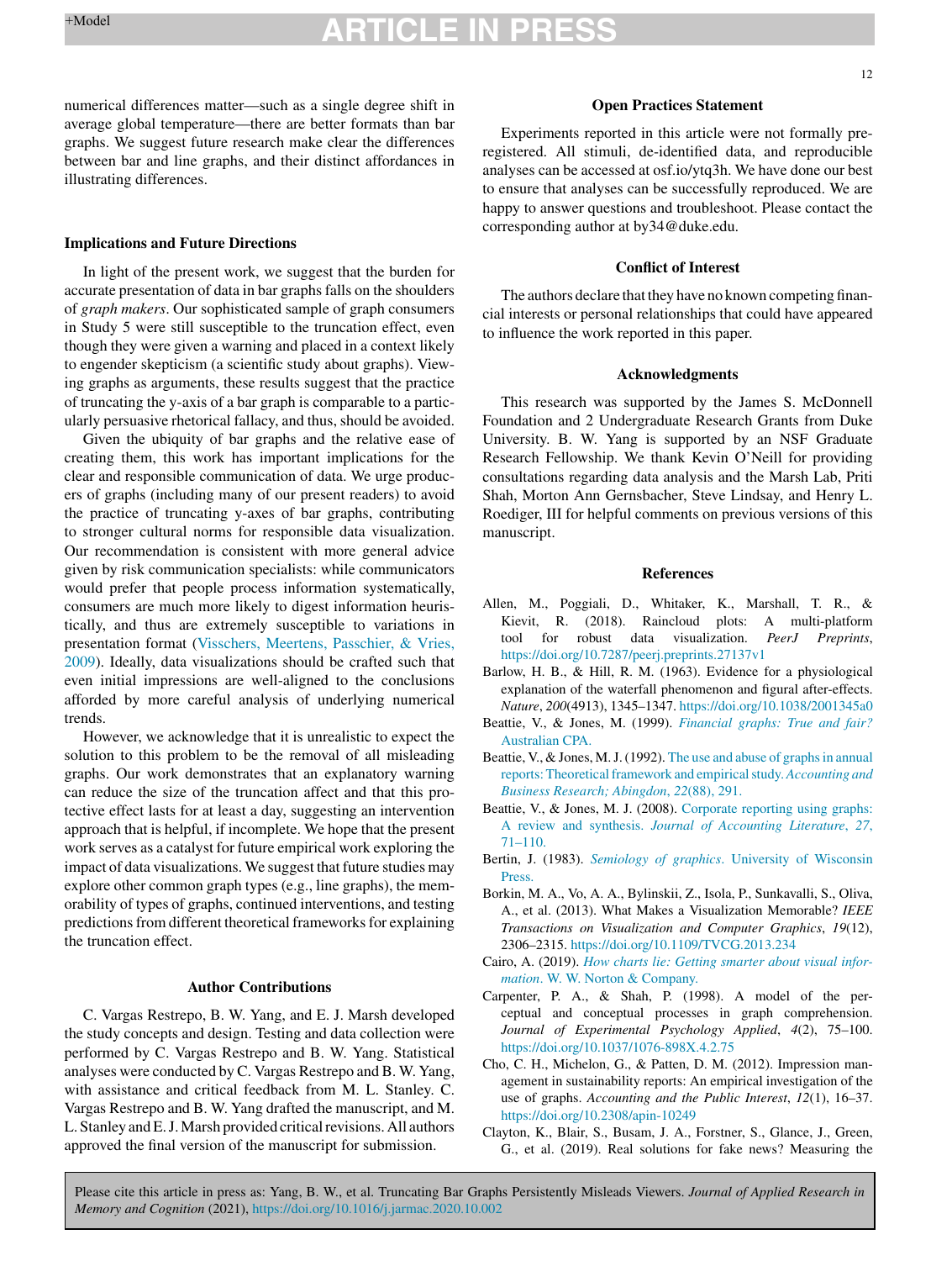numerical differences matter—such as a single degree shift in average global temperature—there are better formats than bar graphs. We suggest future research make clear the differences between bar and line graphs, and their distinct affordances in illustrating differences.

## Implications and Future Directions

In light of the present work, we suggest that the burden for accurate presentation of data in bar graphs falls on the shoulders of *graph makers*. Our sophisticated sample of graph consumers in Study 5 were still susceptible to the truncation effect, even though they were given a warning and placed in a context likely to engender skepticism (a scientific study about graphs). Viewing graphs as arguments, these results suggest that the practice of truncating the y-axis of a bar graph is comparable to a particularly persuasive rhetorical fallacy, and thus, should be avoided.

Given the ubiquity of bar graphs and the relative ease of creating them, this work has important implications for the clear and responsible communication of data. We urge producers of graphs (including many of our present readers) to avoid the practice of truncating y-axes of bar graphs, contributing to stronger cultural norms for responsible data visualization. Our recommendation is consistent with more general advice given by risk communicator specialists: while communicators would prefer that people process information systematically, consumers are much more likely to digest information heuristically, and thus are extremely susceptible to variations in presentation format (Visschers, Meertens, Passchier, & Vries, 2009). Ideally, data visualizations should be crafted such that even initial impressions are well-aligned to the conclusions afforded by more careful analysis of underlying numerical trends.

However, we acknowledge that it is unrealistic to expect the solution to this problem to be the removal of all misleading graphs. Our work demonstrates that an explanatory warning can reduce the size of the truncation affect and that this protective effect lasts for at least a day, suggesting an intervention approach that is helpful, if incomplete. We hope that the present work serves as a catalyst for future empirical work exploring the impact of data visualizations. We suggest that future studies may explore other common graph types (e.g., line graphs), the memorability of types of graphs, continued interventions, and testing predictions from different theoretical frameworks for explaining the truncation effect.

## Author Contributions

C. Vargas Restrepo, B. W. Yang, and E. J. Marsh developed the study concepts and design. Testing and data collection were performed by C. Vargas Restrepo and B. W. Yang. Statistical analyses were conducted by C. Vargas Restrepo and B. W. Yang, with assistance and critical feedback from M. L. Stanley. C. Vargas Restrepo and B. W Yang drafted the manuscript, and M. L. Stanley and E. J. Marsh provided critical revisions. All authors approved the final version of the manuscript for submission.

## Open Practices Statement

Experiments reported in this article were not formally preregistered. All stimuli, de-identified data, and reproducible analyses can be accessed at osf.io/ytq3h. We have done our best to ensure that analyses can be successfully reproduced. We are happy to answer questions and troubleshoot. Please contact the corresponding author at by34@duke.edu.

## Conflict of Interest

The authors declare that they have no known competing financial interests or personal relationships that could have appeared to influence the work reported in this paper.

## Acknowledgments

This research was supported by the James S. McDonnell Foundation and 2 Undergraduate Research Grants from Duke University. B. W. Yang is supported by an NSF Graduate Research Fellowship. We thank Kevin O'Neill for providing consultations regarding data analysis and the Marsh Lab, Priti Shah, Morton Ann Gernsbacher, Steve Lindsay, and Henry L. Roediger, III for helpful comments on previous versions of this manuscript.

## References

Allen, M., Poggiali, D., Whitaker, K., Marshall, T. R., & Kievit, R. (2018). Raincloud plots: A multi-platform tool for robust data visualization. *PeerJ Preprints*, https://doi.org/10.7287/peerj.preprints.27137v1

Barlow, H. B., & Hill, R. M. (1963). Evidence for a physiological explanation of the waterfall phenomenon and figural after-effects. *Nature*, *200*(4913), 1345–1347. https://doi.org/10.1038/2001345a0

Beattie, V., & Jones, M. (1999). *Financial graphs: True and fair?* Australian CPA.

Beattie, V., & Jones, M. J. (1992). The use and abuse of graphs in annual reports: Theoretical framework and empirical study. *Accounting and Business Research; Abingdon*, *22*(88), 291.

Beattie, V., & Jones, M. J. (2008). Corporate reporting using graphs: A review and synthesis. *Journal of Accounting Literature*, *27*, 71–110.

Bertin, J. (1983). *Semiology of graphics*. University of Wisconsin Press.

Borkin, M. A., Vo, A. A., Bylinskii, Z., Isola, P., Sunkavalli, S., Oliva, A., et al. (2013). What Makes a Visualization Memorable? *IEEE Transactions on Visualization and Computer Graphics*, *19*(12), 2306–2315. https://doi.org/10.1109/TVCG.2013.234

Cairo, A. (2019). *How charts lie: Getting smarter about visual information*. W. W. Norton & Company.

Carpenter, P. A., & Shah, P. (1998). A model of the perceptual and conceptual processes in graph comprehension. *Journal of Experimental Psychology Applied*, *4*(2), 75–100. https://doi.org/10.1037/1076-898X.4.2.75

Cho, C. H., Michelon, G., & Patten, D. M. (2012). Impression management in sustainability reports: An empirical investigation of the use of graphs. *Accounting and the Public Interest*, *12*(1), 16–37. https://doi.org/10.2308/apin-10249

Clayton, K., Blair, S., Busam, J. A., Forstner, S., Glance, J., Green, G., et al. (2019). Real solutions for fake news? Measuring the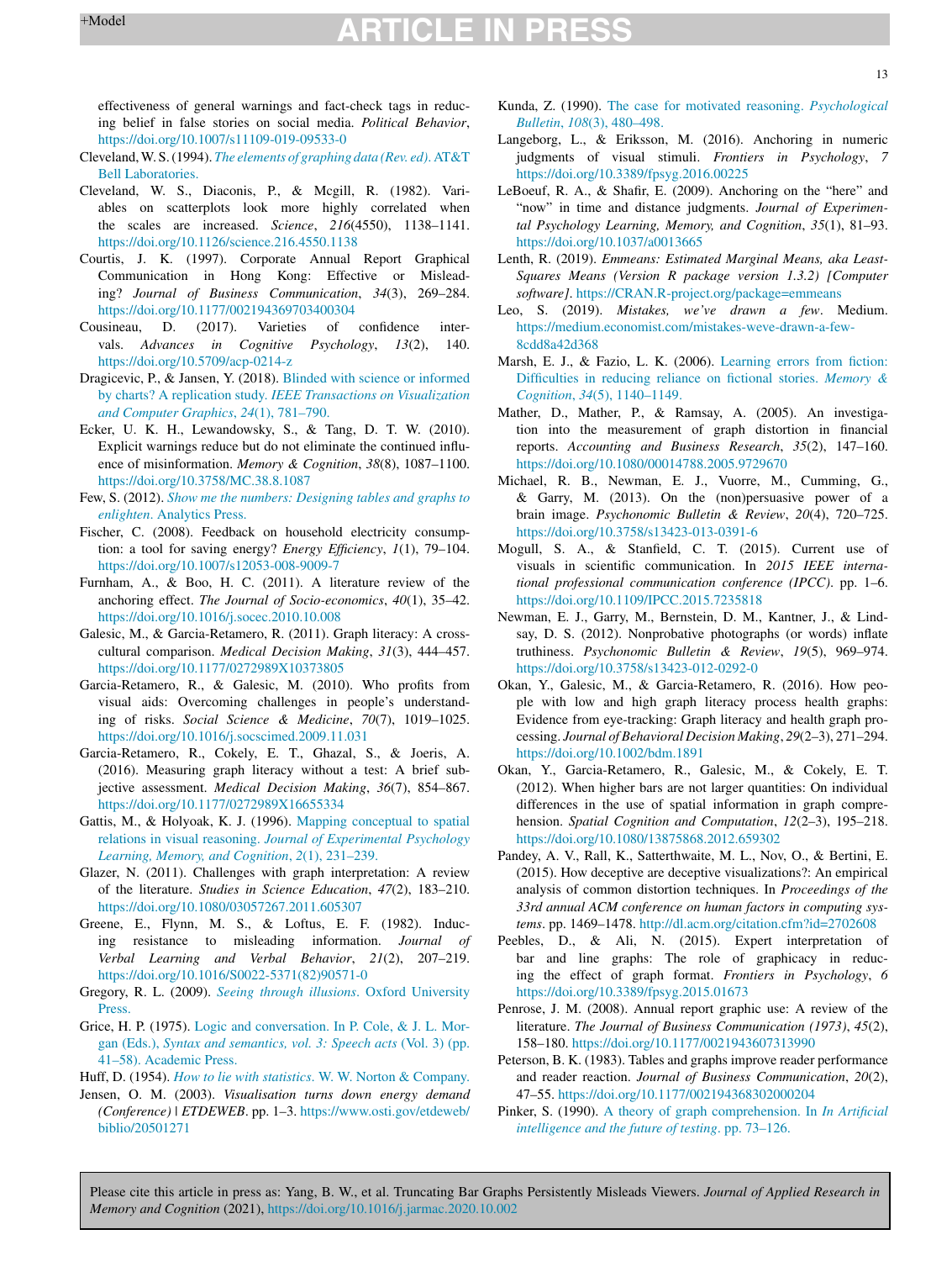effectiveness of general warnings and fact-check tags in reducing belief in false stories on social media. *Political Behavior*, https://doi.org/10.1007/s11109-019-09533-0

Cleveland, W. S. (1994). *The elements of graphing data (Rev. ed)*. AT&T Bell Laboratories.

Cleveland, W. S., Diaconis, P., & Mcgill, R. (1982). Variables on scatterplots look more highly correlated when the scales are increased. *Science*, *216*(4550), 1138–1141. https://doi.org/10.1126/science.216.4550.1138

Courtis, J. K. (1997). Corporate Annual Report Graphical Communication in Hong Kong: Effective or Misleading? *Journal of Business Communication*, *34*(3), 269–284. https://doi.org/10.1177/002194369703400304

Cousineau, D. (2017). Varieties of confidence intervals. *Advances in Cognitive Psychology*, *13*(2), 140. https://doi.org/10.5709/acp-0214-z

Dragicevic, P., & Jansen, Y. (2018). Blinded with science or informed by charts? A replication study. *IEEE Transactions on Visualization and Computer Graphics*, *24*(1), 781–790.

Ecker, U. K. H., Lewandowsky, S., & Tang, D. T. W. (2010). Explicit warnings reduce but do not eliminate the continued influence of misinformation. *Memory & Cognition*, *38*(8), 1087–1100. https://doi.org/10.3758/MC.38.8.1087

Few, S. (2012). *Show me the numbers: Designing tables and graphs to enlighten*. Analytics Press.

Fischer, C. (2008). Feedback on household electricity consumption: a tool for saving energy? *Energy Efficiency*, *1*(1), 79–104. https://doi.org/10.1007/s12053-008-9009-7

Furnham, A., & Boo, H. C. (2011). A literature review of the anchoring effect. *The Journal of Socio-economics*, *40*(1), 35–42. https://doi.org/10.1016/j.socec.2010.10.008

Galesic, M., & Garcia-Retamero, R. (2011). Graph literacy: A cross-cultural comparison. *Medical Decision Making*, *31*(3), 444–457. https://doi.org/10.1177/0272989X10373805

Garcia-Retamero, R., & Galesic, M. (2010). Who profits from visual aids: Overcoming challenges in people's understanding of risks. *Social Science & Medicine*, *70*(7), 1019–1025. https://doi.org/10.1016/j.socscimed.2009.11.031

Garcia-Retamero, R., Cokely, E. T., Ghazal, S., & Joeris, A. (2016). Measuring graph literacy without a test: A brief subjective assessment. *Medical Decision Making*, *36*(7), 854–867. https://doi.org/10.1177/0272989X16655334

Gattis, M., & Holyoak, K. J. (1996). Mapping conceptual to spatial relations in visual reasoning. *Journal of Experimental Psychology Learning, Memory, and Cognition*, *2*(1), 231–239.

Glazer, N. (2011). Challenges with graph interpretation: A review of the literature. *Studies in Science Education*, *47*(2), 183–210. https://doi.org/10.1080/03057267.2011.605307

Greene, E., Flynn, M. S., & Loftus, E. F. (1982). Inducing resistance to misleading information. *Journal of Verbal Learning and Verbal Behavior*, *21*(2), 207–219. https://doi.org/10.1016/S0022-5371(82)90571-0

Gregory, R. L. (2009). *Seeing through illusions*. Oxford University Press.

Grice, H. P. (1975). Logic and conversation. In P. Cole, & J. L. Morgan (Eds.), *Syntax and semantics, vol. 3: Speech acts* (Vol. 3) (pp. 41–58). Academic Press.

Huff, D. (1954). *How to lie with statistics*. W. W. Norton & Company.

Jensen, O. M. (2003). *Visualisation turns down energy demand (Conference) | ETDEWEB*. pp. 1–3. https://www.osti.gov/etdeweb/biblio/20501271

Kunda, Z. (1990). The case for motivated reasoning. *Psychological Bulletin*, *108*(3), 480–498.

Langeborg, L., & Eriksson, M. (2016). Anchoring in numeric judgments of visual stimuli. *Frontiers in Psychology*, *7* https://doi.org/10.3389/fpsyg.2016.00225

LeBoeuf, R. A., & Shafir, E. (2009). Anchoring on the "here" and "now" in time and distance judgments. *Journal of Experimental Psychology Learning, Memory, and Cognition*, *35*(1), 81–93. https://doi.org/10.1037/a0013665

Lenth, R. (2019). *Emmeans: Estimated Marginal Means, aka Least-Squares Means (Version R package version 1.3.2) [Computer software]*. https://CRAN.R-project.org/package=emmeans

Leo, S. (2019). *Mistakes, we've drawn a few*. Medium. https://medium.economist.com/mistakes-weve-drawn-a-few-8cdd8a42d368

Marsh, E. J., & Fazio, L. K. (2006). Learning errors from fiction: Difficulties in reducing reliance on fictional stories. *Memory & Cognition*, *34*(5), 1140–1149.

Mather, D., Mather, P., & Ramsay, A. (2005). An investigation into the measurement of graph distortion in financial reports. *Accounting and Business Research*, *35*(2), 147–160. https://doi.org/10.1080/00014788.2005.9729670

Michael, R. B., Newman, E. J., Vuorre, M., Cumming, G., & Garry, M. (2013). On the (non)persuasive power of a brain image. *Psychonomic Bulletin & Review*, *20*(4), 720–725. https://doi.org/10.3758/s13423-013-0391-6

Mogull, S. A., & Stanfield, C. T. (2015). Current use of visuals in scientific communication. In *2015 IEEE international professional communication conference (IPCC)*. pp. 1–6. https://doi.org/10.1109/IPCC.2015.7235818

Newman, E. J., Garry, M., Bernstein, D. M., Kantner, J., & Lindsay, D. S. (2012). Nonprobative photographs (or words) inflate truthiness. *Psychonomic Bulletin & Review*, *19*(5), 969–974. https://doi.org/10.3758/s13423-012-0292-0

Okan, Y., Galesic, M., & Garcia-Retamero, R. (2016). How people with low and high graph literacy process health graphs: Evidence from eye-tracking: Graph literacy and health graph processing. *Journal of Behavioral Decision Making*, *29*(2–3), 271–294. https://doi.org/10.1002/bdm.1891

Okan, Y., Garcia-Retamero, R., Galesic, M., & Cokely, E. T. (2012). When higher bars are not larger quantities: On individual differences in the use of spatial information in graph comprehension. *Spatial Cognition and Computation*, *12*(2–3), 195–218. https://doi.org/10.1080/13875868.2012.659302

Pandey, A. V., Rall, K., Satterthwaite, M. L., Nov, O., & Bertini, E. (2015). How deceptive are deceptive visualizations?: An empirical analysis of common distortion techniques. In *Proceedings of the 33rd annual ACM conference on human factors in computing systems*. pp. 1469–1478. http://dl.acm.org/citation.cfm?id=2702608

Peebles, D., & Ali, N. (2015). Expert interpretation of bar and line graphs: The role of graphicacy in reducing the effect of graph format. *Frontiers in Psychology*, *6* https://doi.org/10.3389/fpsyg.2015.01673

Penrose, J. M. (2008). Annual report graphic use: A review of the literature. *The Journal of Business Communication (1973)*, *45*(2), 158–180. https://doi.org/10.1177/0021943607313990

Peterson, B. K. (1983). Tables and graphs improve reader performance and reader reaction. *Journal of Business Communication*, *20*(2), 47–55. https://doi.org/10.1177/002194368302000204

Pinker, S. (1990). A theory of graph comprehension. In *In Artificial intelligence and the future of testing*. pp. 73–126.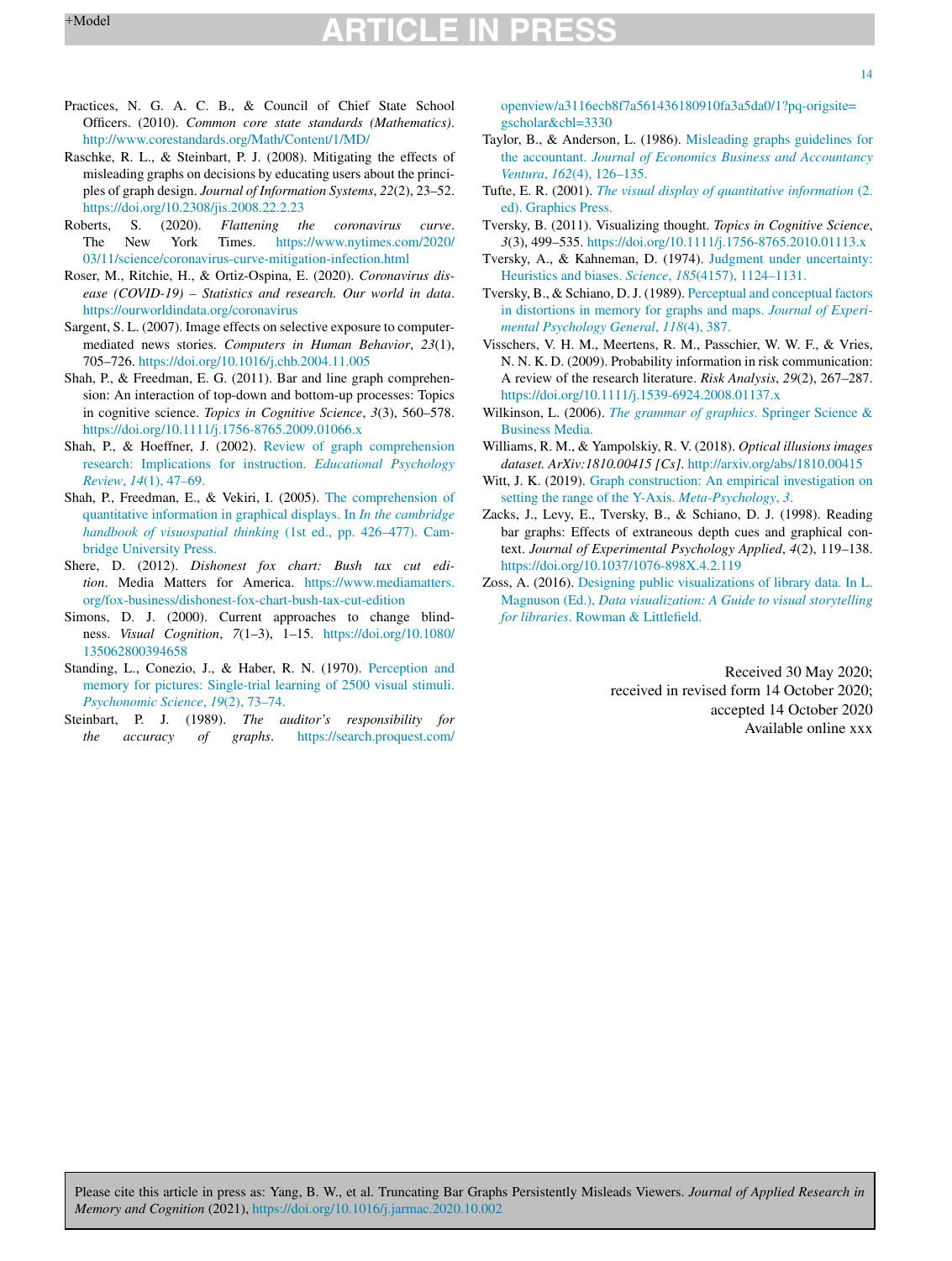Practices, N. G. A. C. B., & Council of Chief State School Officers. (2010). *Common core state standards (Mathematics)*. http://www.corestandards.org/Math/Content/1/MD/

Raschke, R. L., & Steinbart, P. J. (2008). Mitigating the effects of misleading graphs on decisions by educating users about the principles of graph design. *Journal of Information Systems*, *22*(2), 23–52. https://doi.org/10.2308/jis.2008.22.2.23

Roberts, S. (2020). *Flattening the coronavirus curve*. The New York Times. https://www.nytimes.com/2020/03/11/science/coronavirus-curve-mitigation-infection.html

Roser, M., Ritchie, H., & Ortiz-Ospina, E. (2020). *Coronavirus disease (COVID-19) – Statistics and research. Our world in data*. https://ourworldindata.org/coronavirus

Sargent, S. L. (2007). Image effects on selective exposure to computer-mediated news stories. *Computers in Human Behavior*, *23*(1), 705–726. https://doi.org/10.1016/j.chb.2004.11.005

Shah, P., & Freedman, E. G. (2011). Bar and line graph comprehension: An interaction of top-down and bottom-up processes: Topics in cognitive science. *Topics in Cognitive Science*, *3*(3), 560–578. https://doi.org/10.1111/j.1756-8765.2009.01066.x

Shah, P., & Hoeffner, J. (2002). Review of graph comprehension research: Implications for instruction. *Educational Psychology Review*, *14*(1), 47–69.

Shah, P., Freedman, E., & Vekiri, I. (2005). The comprehension of quantitative information in graphical displays. In *In the cambridge handbook of visuospatial thinking* (1st ed., pp. 426–477). Cambridge University Press.

Shere, D. (2012). *Dishonest fox chart: Bush tax cut edition*. Media Matters for America. https://www.mediamatters.org/fox-business/dishonest-fox-chart-bush-tax-cut-edition

Simons, D. J. (2000). Current approaches to change blindness. *Visual Cognition*, *7*(1–3), 1–15. https://doi.org/10.1080/135062800394658

Standing, L., Conezio, J., & Haber, R. N. (1970). Perception and memory for pictures: Single-trial learning of 2500 visual stimuli. *Psychonomic Science*, *19*(2), 73–74.

Steinbart, P. J. (1989). *The auditor's responsibility for the accuracy of graphs*. https://search.proquest.com/openview/a3116ecb8f7a561436180910fa3a5da0/1?pq-origsite=gscholar&cbl=3330

Taylor, B., & Anderson, L. (1986). Misleading graphs guidelines for the accountant. *Journal of Economics Business and Accountancy Ventura*, *162*(4), 126–135.

Tufte, E. R. (2001). *The visual display of quantitative information* (2. ed). Graphics Press.

Tversky, B. (2011). Visualizing thought. *Topics in Cognitive Science*, *3*(3), 499–535. https://doi.org/10.1111/j.1756-8765.2010.01113.x

Tversky, A., & Kahneman, D. (1974). Judgment under uncertainty: Heuristics and biases. *Science*, *185*(4157), 1124–1131.

Tversky, B., & Schiano, D. J. (1989). Perceptual and conceptual factors in distortions in memory for graphs and maps. *Journal of Experimental Psychology General*, *118*(4), 387.

Visschers, V. H. M., Meertens, R. M., Passchier, W. W. F., & Vries, N. N. K. D. (2009). Probability information in risk communication: A review of the research literature. *Risk Analysis*, *29*(2), 267–287. https://doi.org/10.1111/j.1539-6924.2008.01137.x

Wilkinson, L. (2006). *The grammar of graphics*. Springer Science & Business Media.

Williams, R. M., & Yampolskiy, R. V. (2018). *Optical illusions images dataset. ArXiv:1810.00415 [Cs]*. http://arxiv.org/abs/1810.00415

Witt, J. K. (2019). Graph construction: An empirical investigation on setting the range of the Y-Axis. *Meta-Psychology*, *3*.

Zacks, J., Levy, E., Tversky, B., & Schiano, D. J. (1998). Reading bar graphs: Effects of extraneous depth cues and graphical context. *Journal of Experimental Psychology Applied*, *4*(2), 119–138. https://doi.org/10.1037/1076-898X.4.2.119

Zoss, A. (2016). Designing public visualizations of library data. In L. Magnuson (Ed.), *Data visualization: A Guide to visual storytelling for libraries*. Rowman & Littlefield.

Received 30 May 2020;
received in revised form 14 October 2020;
accepted 14 October 2020
Available online xxx

Please cite this article in press as: Yang, B. W., et al. Truncating Bar Graphs Persistently Misleads Viewers. *Journal of Applied Research in Memory and Cognition* (2021), https://doi.org/10.1016/j.jarmac.2020.10.002